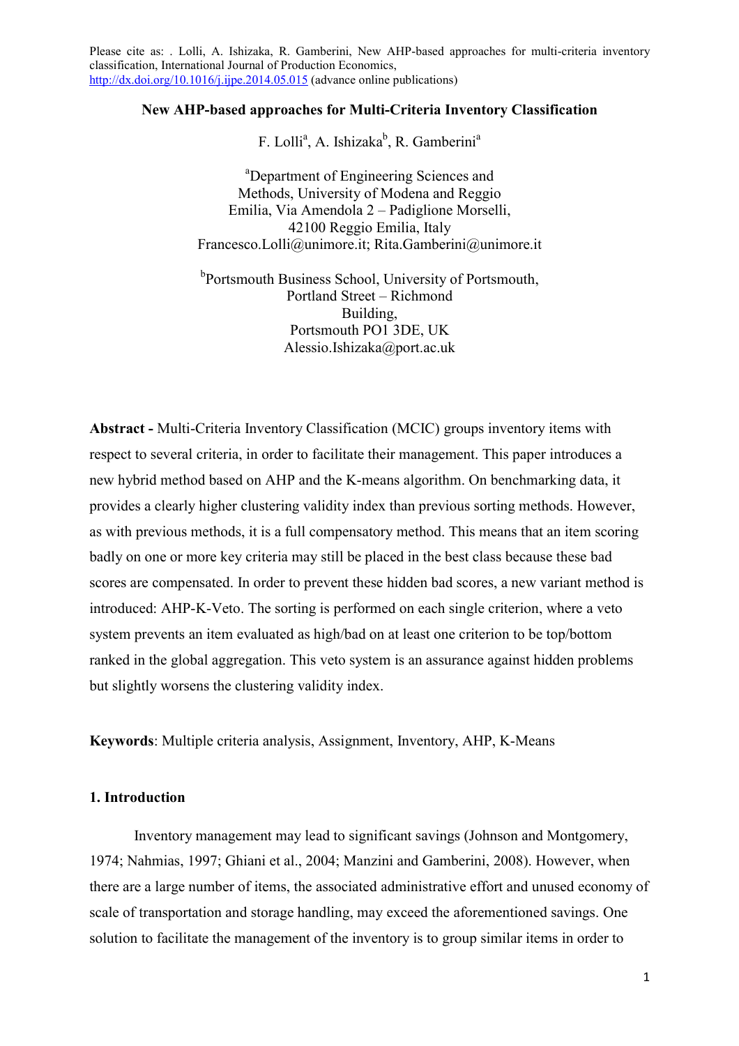Please cite as: . Lolli, A. Ishizaka, R. Gamberini, New AHP-based approaches for multi-criteria inventory classification, International Journal of Production Economics, http://dx.doi.org/10.1016/j.ijpe.2014.05.015 (advance online publications)

# New AHP-based approaches for Multi-Criteria Inventory Classification

F. Lolli[a], A. Ishizaka[b], R. Gamberini[a]

[a]Department of Engineering Sciences and Methods, University of Modena and Reggio Emilia, Via Amendola 2 – Padiglione Morselli, 42100 Reggio Emilia, Italy
Francesco.Lolli@unimore.it; Rita.Gamberini@unimore.it

[b]Portsmouth Business School, University of Portsmouth, Portland Street – Richmond Building, Portsmouth PO1 3DE, UK
Alessio.Ishizaka@port.ac.uk

**Abstract -** Multi-Criteria Inventory Classification (MCIC) groups inventory items with respect to several criteria, in order to facilitate their management. This paper introduces a new hybrid method based on AHP and the K-means algorithm. On benchmarking data, it provides a clearly higher clustering validity index than previous sorting methods. However, as with previous methods, it is a full compensatory method. This means that an item scoring badly on one or more key criteria may still be placed in the best class because these bad scores are compensated. In order to prevent these hidden bad scores, a new variant method is introduced: AHP-K-Veto. The sorting is performed on each single criterion, where a veto system prevents an item evaluated as high/bad on at least one criterion to be top/bottom ranked in the global aggregation. This veto system is an assurance against hidden problems but slightly worsens the clustering validity index.

**Keywords**: Multiple criteria analysis, Assignment, Inventory, AHP, K-Means

## 1. Introduction

Inventory management may lead to significant savings (Johnson and Montgomery, 1974; Nahmias, 1997; Ghiani et al., 2004; Manzini and Gamberini, 2008). However, when there are a large number of items, the associated administrative effort and unused economy of scale of transportation and storage handling, may exceed the aforementioned savings. One solution to facilitate the management of the inventory is to group similar items in order to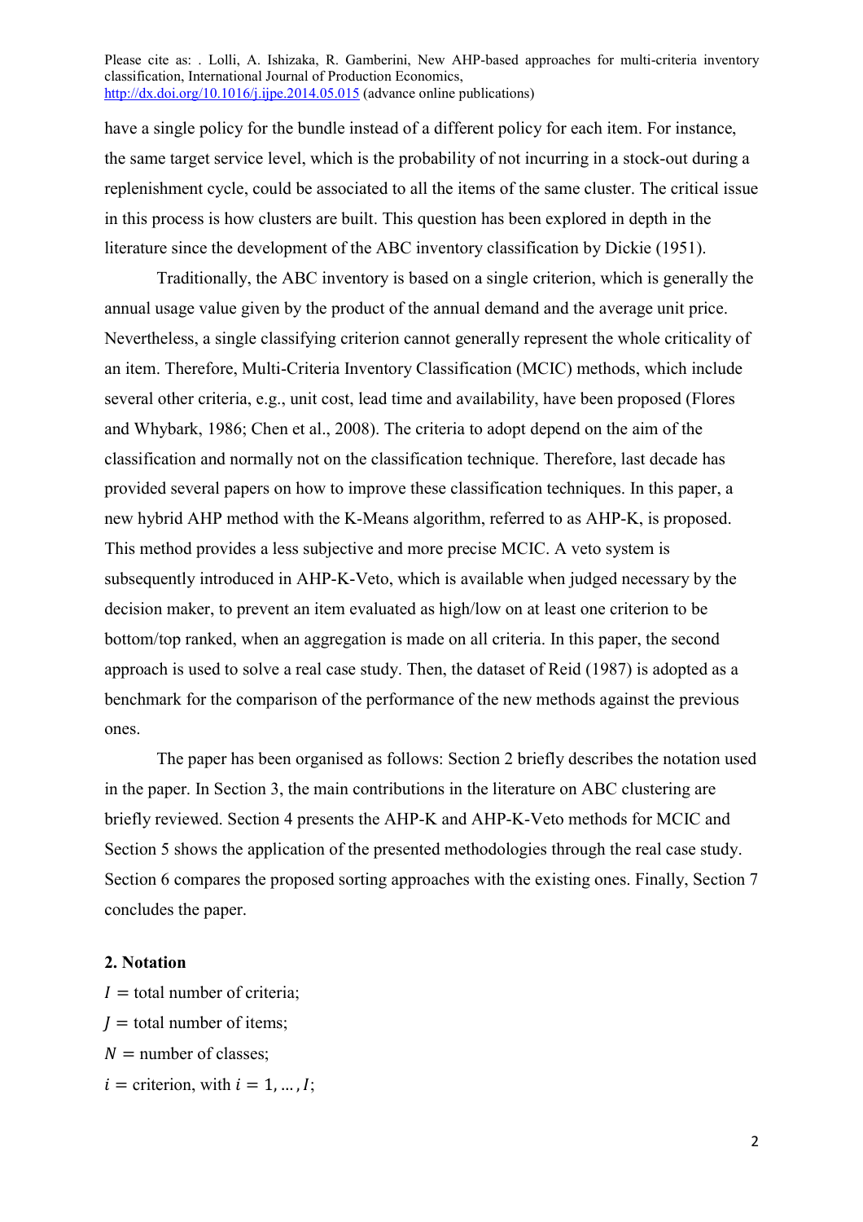have a single policy for the bundle instead of a different policy for each item. For instance, the same target service level, which is the probability of not incurring in a stock-out during a replenishment cycle, could be associated to all the items of the same cluster. The critical issue in this process is how clusters are built. This question has been explored in depth in the literature since the development of the ABC inventory classification by Dickie (1951).

Traditionally, the ABC inventory is based on a single criterion, which is generally the annual usage value given by the product of the annual demand and the average unit price. Nevertheless, a single classifying criterion cannot generally represent the whole criticality of an item. Therefore, Multi-Criteria Inventory Classification (MCIC) methods, which include several other criteria, e.g., unit cost, lead time and availability, have been proposed (Flores and Whybark, 1986; Chen et al., 2008). The criteria to adopt depend on the aim of the classification and normally not on the classification technique. Therefore, last decade has provided several papers on how to improve these classification techniques. In this paper, a new hybrid AHP method with the K-Means algorithm, referred to as AHP-K, is proposed. This method provides a less subjective and more precise MCIC. A veto system is subsequently introduced in AHP-K-Veto, which is available when judged necessary by the decision maker, to prevent an item evaluated as high/low on at least one criterion to be bottom/top ranked, when an aggregation is made on all criteria. In this paper, the second approach is used to solve a real case study. Then, the dataset of Reid (1987) is adopted as a benchmark for the comparison of the performance of the new methods against the previous ones.

The paper has been organised as follows: Section 2 briefly describes the notation used in the paper. In Section 3, the main contributions in the literature on ABC clustering are briefly reviewed. Section 4 presents the AHP-K and AHP-K-Veto methods for MCIC and Section 5 shows the application of the presented methodologies through the real case study. Section 6 compares the proposed sorting approaches with the existing ones. Finally, Section 7 concludes the paper.

## 2. Notation

$I$ = total number of criteria;

$J$ = total number of items;

$N$ = number of classes;

$i$ = criterion, with $i = 1, \dots, I$;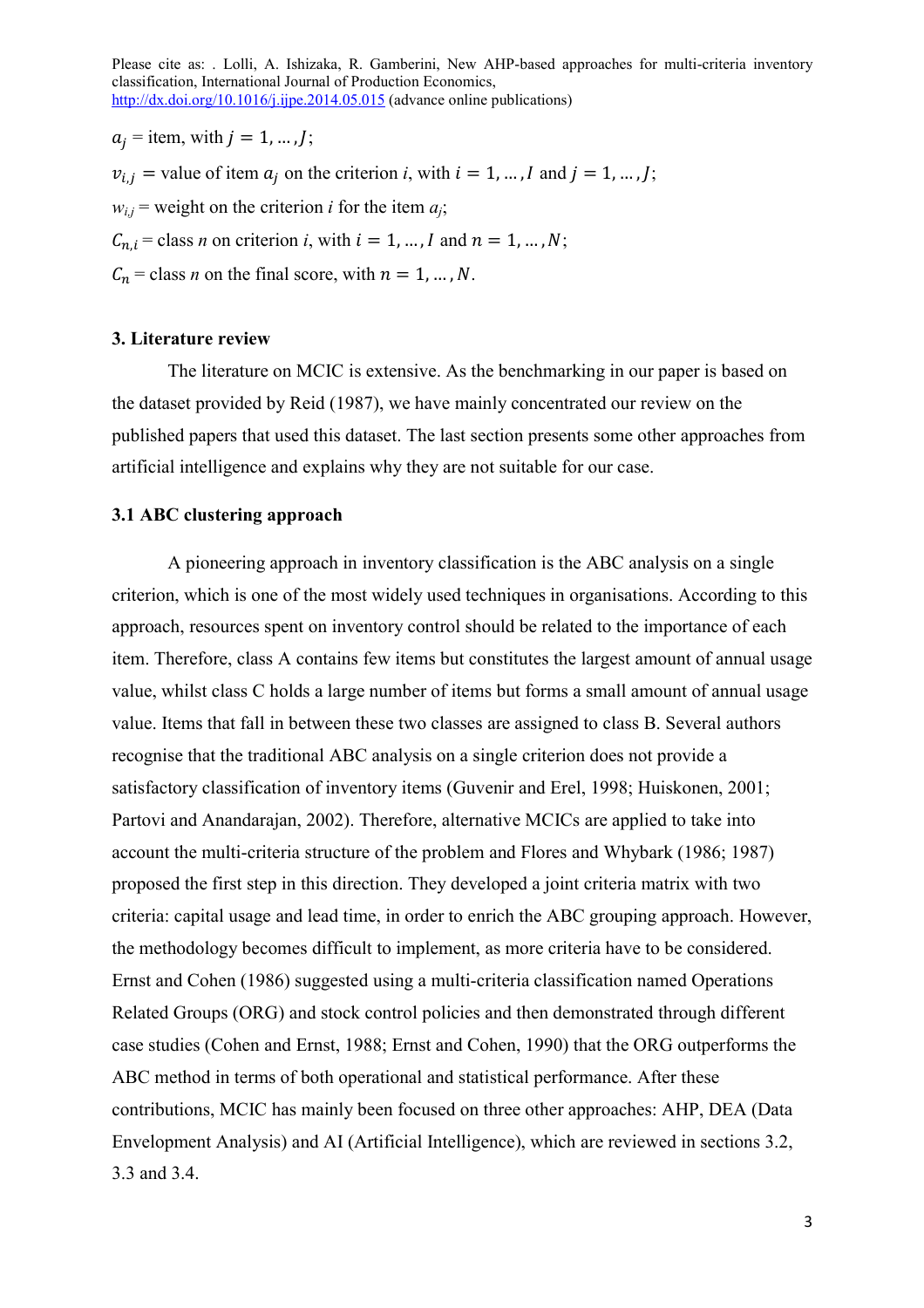$a_j$ = item, with $j = 1, \dots, J$;

$v_{i,j}$ = value of item $a_j$ on the criterion $i$, with $i = 1, \dots, I$ and $j = 1, \dots, J$;

$w_{i,j}$ = weight on the criterion $i$ for the item $a_j$;

$C_{n,i}$ = class $n$ on criterion $i$, with $i = 1, \dots, I$ and $n = 1, \dots, N$;

$C_n$ = class $n$ on the final score, with $n = 1, \dots, N$.

## 3. Literature review

The literature on MCIC is extensive. As the benchmarking in our paper is based on the dataset provided by Reid (1987), we have mainly concentrated our review on the published papers that used this dataset. The last section presents some other approaches from artificial intelligence and explains why they are not suitable for our case.

### 3.1 ABC clustering approach

A pioneering approach in inventory classification is the ABC analysis on a single criterion, which is one of the most widely used techniques in organisations. According to this approach, resources spent on inventory control should be related to the importance of each item. Therefore, class A contains few items but constitutes the largest amount of annual usage value, whilst class C holds a large number of items but forms a small amount of annual usage value. Items that fall in between these two classes are assigned to class B. Several authors recognise that the traditional ABC analysis on a single criterion does not provide a satisfactory classification of inventory items (Guvenir and Erel, 1998; Huiskonen, 2001; Partovi and Anandarajan, 2002). Therefore, alternative MCICs are applied to take into account the multi-criteria structure of the problem and Flores and Whybark (1986; 1987) proposed the first step in this direction. They developed a joint criteria matrix with two criteria: capital usage and lead time, in order to enrich the ABC grouping approach. However, the methodology becomes difficult to implement, as more criteria have to be considered. Ernst and Cohen (1986) suggested using a multi-criteria classification named Operations Related Groups (ORG) and stock control policies and then demonstrated through different case studies (Cohen and Ernst, 1988; Ernst and Cohen, 1990) that the ORG outperforms the ABC method in terms of both operational and statistical performance. After these contributions, MCIC has mainly been focused on three other approaches: AHP, DEA (Data Envelopment Analysis) and AI (Artificial Intelligence), which are reviewed in sections 3.2, 3.3 and 3.4.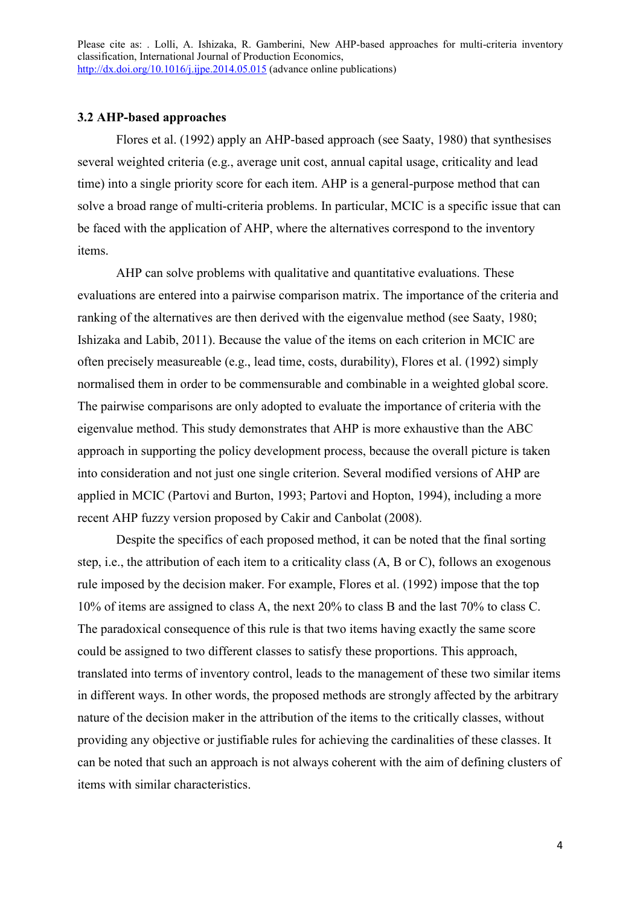### 3.2 AHP-based approaches

Flores et al. (1992) apply an AHP-based approach (see Saaty, 1980) that synthesises several weighted criteria (e.g., average unit cost, annual capital usage, criticality and lead time) into a single priority score for each item. AHP is a general-purpose method that can solve a broad range of multi-criteria problems. In particular, MCIC is a specific issue that can be faced with the application of AHP, where the alternatives correspond to the inventory items.

AHP can solve problems with qualitative and quantitative evaluations. These evaluations are entered into a pairwise comparison matrix. The importance of the criteria and ranking of the alternatives are then derived with the eigenvalue method (see Saaty, 1980; Ishizaka and Labib, 2011). Because the value of the items on each criterion in MCIC are often precisely measureable (e.g., lead time, costs, durability), Flores et al. (1992) simply normalised them in order to be commensurable and combinable in a weighted global score. The pairwise comparisons are only adopted to evaluate the importance of criteria with the eigenvalue method. This study demonstrates that AHP is more exhaustive than the ABC approach in supporting the policy development process, because the overall picture is taken into consideration and not just one single criterion. Several modified versions of AHP are applied in MCIC (Partovi and Burton, 1993; Partovi and Hopton, 1994), including a more recent AHP fuzzy version proposed by Cakir and Canbolat (2008).

Despite the specifics of each proposed method, it can be noted that the final sorting step, i.e., the attribution of each item to a criticality class (A, B or C), follows an exogenous rule imposed by the decision maker. For example, Flores et al. (1992) impose that the top 10% of items are assigned to class A, the next 20% to class B and the last 70% to class C. The paradoxical consequence of this rule is that two items having exactly the same score could be assigned to two different classes to satisfy these proportions. This approach, translated into terms of inventory control, leads to the management of these two similar items in different ways. In other words, the proposed methods are strongly affected by the arbitrary nature of the decision maker in the attribution of the items to the critically classes, without providing any objective or justifiable rules for achieving the cardinalities of these classes. It can be noted that such an approach is not always coherent with the aim of defining clusters of items with similar characteristics.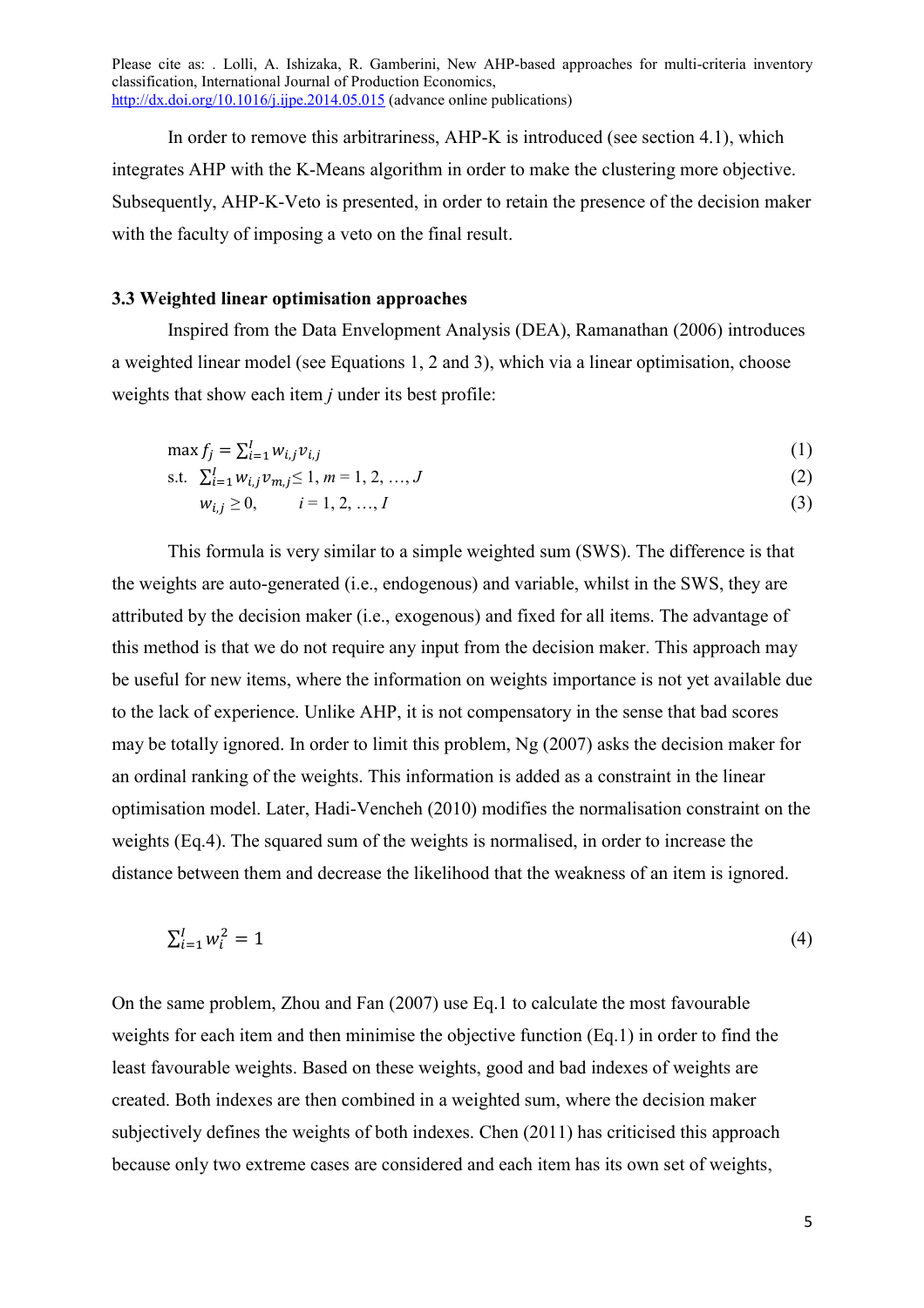In order to remove this arbitrariness, AHP-K is introduced (see section 4.1), which integrates AHP with the K-Means algorithm in order to make the clustering more objective. Subsequently, AHP-K-Veto is presented, in order to retain the presence of the decision maker with the faculty of imposing a veto on the final result.

### 3.3 Weighted linear optimisation approaches

Inspired from the Data Envelopment Analysis (DEA), Ramanathan (2006) introduces a weighted linear model (see Equations 1, 2 and 3), which via a linear optimisation, choose weights that show each item *j* under its best profile:

$$\max f_j = \sum_{i=1}^{I} w_{i,j} v_{i,j} \tag{1}$$

$$\text{s.t.} \quad \sum_{i=1}^{I} w_{i,j} v_{m,j} \leq 1, \; m = 1, 2, \ldots, J \tag{2}$$

$$w_{i,j} \geq 0, \qquad i = 1, 2, \ldots, I \tag{3}$$

This formula is very similar to a simple weighted sum (SWS). The difference is that the weights are auto-generated (i.e., endogenous) and variable, whilst in the SWS, they are attributed by the decision maker (i.e., exogenous) and fixed for all items. The advantage of this method is that we do not require any input from the decision maker. This approach may be useful for new items, where the information on weights importance is not yet available due to the lack of experience. Unlike AHP, it is not compensatory in the sense that bad scores may be totally ignored. In order to limit this problem, Ng (2007) asks the decision maker for an ordinal ranking of the weights. This information is added as a constraint in the linear optimisation model. Later, Hadi-Vencheh (2010) modifies the normalisation constraint on the weights (Eq.4). The squared sum of the weights is normalised, in order to increase the distance between them and decrease the likelihood that the weakness of an item is ignored.

$$\sum_{i=1}^{I} w_i^2 = 1 \tag{4}$$

On the same problem, Zhou and Fan (2007) use Eq.1 to calculate the most favourable weights for each item and then minimise the objective function (Eq.1) in order to find the least favourable weights. Based on these weights, good and bad indexes of weights are created. Both indexes are then combined in a weighted sum, where the decision maker subjectively defines the weights of both indexes. Chen (2011) has criticised this approach because only two extreme cases are considered and each item has its own set of weights,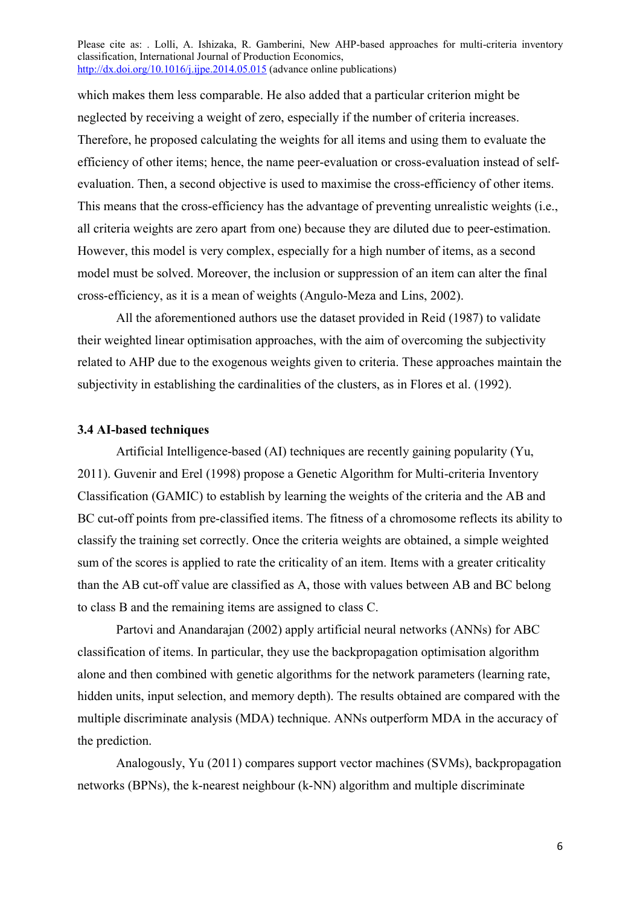which makes them less comparable. He also added that a particular criterion might be neglected by receiving a weight of zero, especially if the number of criteria increases. Therefore, he proposed calculating the weights for all items and using them to evaluate the efficiency of other items; hence, the name peer-evaluation or cross-evaluation instead of self-evaluation. Then, a second objective is used to maximise the cross-efficiency of other items. This means that the cross-efficiency has the advantage of preventing unrealistic weights (i.e., all criteria weights are zero apart from one) because they are diluted due to peer-estimation. However, this model is very complex, especially for a high number of items, as a second model must be solved. Moreover, the inclusion or suppression of an item can alter the final cross-efficiency, as it is a mean of weights (Angulo-Meza and Lins, 2002).

All the aforementioned authors use the dataset provided in Reid (1987) to validate their weighted linear optimisation approaches, with the aim of overcoming the subjectivity related to AHP due to the exogenous weights given to criteria. These approaches maintain the subjectivity in establishing the cardinalities of the clusters, as in Flores et al. (1992).

### 3.4 AI-based techniques

Artificial Intelligence-based (AI) techniques are recently gaining popularity (Yu, 2011). Guvenir and Erel (1998) propose a Genetic Algorithm for Multi-criteria Inventory Classification (GAMIC) to establish by learning the weights of the criteria and the AB and BC cut-off points from pre-classified items. The fitness of a chromosome reflects its ability to classify the training set correctly. Once the criteria weights are obtained, a simple weighted sum of the scores is applied to rate the criticality of an item. Items with a greater criticality than the AB cut-off value are classified as A, those with values between AB and BC belong to class B and the remaining items are assigned to class C.

Partovi and Anandarajan (2002) apply artificial neural networks (ANNs) for ABC classification of items. In particular, they use the backpropagation optimisation algorithm alone and then combined with genetic algorithms for the network parameters (learning rate, hidden units, input selection, and memory depth). The results obtained are compared with the multiple discriminate analysis (MDA) technique. ANNs outperform MDA in the accuracy of the prediction.

Analogously, Yu (2011) compares support vector machines (SVMs), backpropagation networks (BPNs), the k-nearest neighbour (k-NN) algorithm and multiple discriminate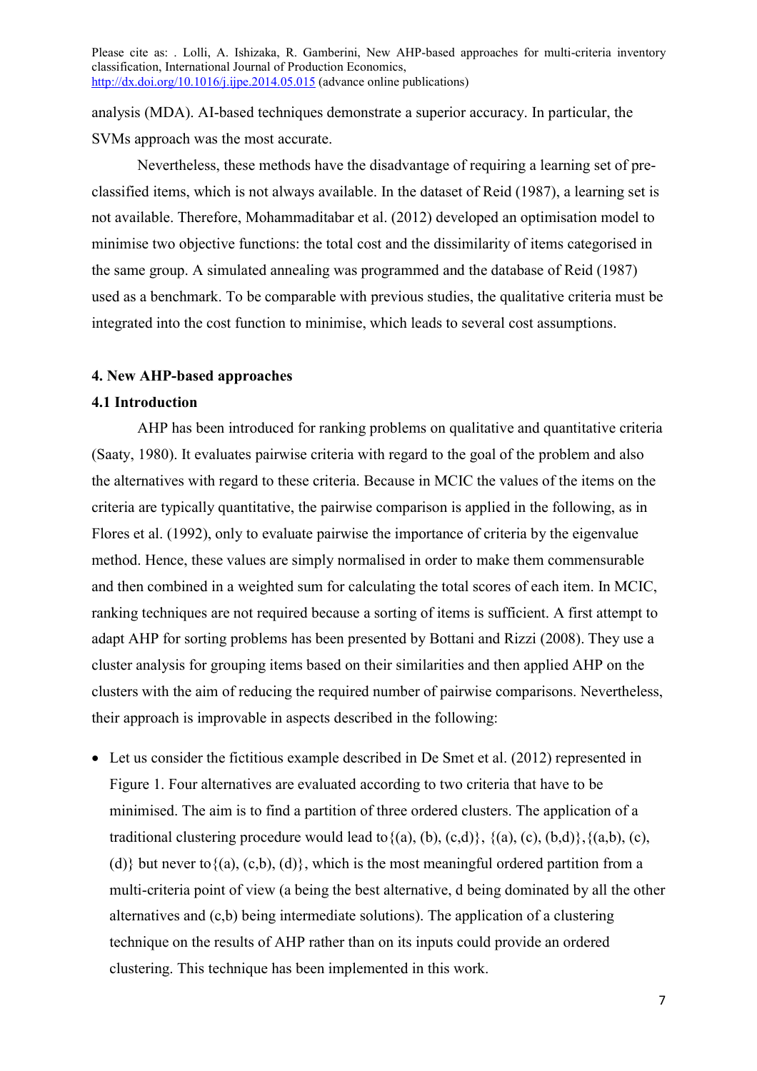analysis (MDA). AI-based techniques demonstrate a superior accuracy. In particular, the SVMs approach was the most accurate.

Nevertheless, these methods have the disadvantage of requiring a learning set of pre-classified items, which is not always available. In the dataset of Reid (1987), a learning set is not available. Therefore, Mohammaditabar et al. (2012) developed an optimisation model to minimise two objective functions: the total cost and the dissimilarity of items categorised in the same group. A simulated annealing was programmed and the database of Reid (1987) used as a benchmark. To be comparable with previous studies, the qualitative criteria must be integrated into the cost function to minimise, which leads to several cost assumptions.

## 4. New AHP-based approaches

### 4.1 Introduction

AHP has been introduced for ranking problems on qualitative and quantitative criteria (Saaty, 1980). It evaluates pairwise criteria with regard to the goal of the problem and also the alternatives with regard to these criteria. Because in MCIC the values of the items on the criteria are typically quantitative, the pairwise comparison is applied in the following, as in Flores et al. (1992), only to evaluate pairwise the importance of criteria by the eigenvalue method. Hence, these values are simply normalised in order to make them commensurable and then combined in a weighted sum for calculating the total scores of each item. In MCIC, ranking techniques are not required because a sorting of items is sufficient. A first attempt to adapt AHP for sorting problems has been presented by Bottani and Rizzi (2008). They use a cluster analysis for grouping items based on their similarities and then applied AHP on the clusters with the aim of reducing the required number of pairwise comparisons. Nevertheless, their approach is improvable in aspects described in the following:

- Let us consider the fictitious example described in De Smet et al. (2012) represented in Figure 1. Four alternatives are evaluated according to two criteria that have to be minimised. The aim is to find a partition of three ordered clusters. The application of a traditional clustering procedure would lead to{(a), (b), (c,d)}, {(a), (c), (b,d)},{(a,b), (c), (d)} but never to{(a), (c,b), (d)}, which is the most meaningful ordered partition from a multi-criteria point of view (a being the best alternative, d being dominated by all the other alternatives and (c,b) being intermediate solutions). The application of a clustering technique on the results of AHP rather than on its inputs could provide an ordered clustering. This technique has been implemented in this work.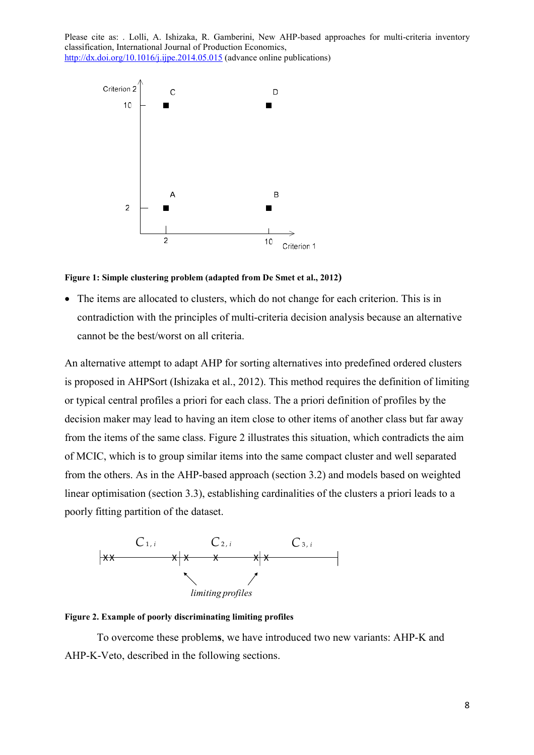Please cite as: . Lolli, A. Ishizaka, R. Gamberini, New AHP-based approaches for multi-criteria inventory classification, International Journal of Production Economics, http://dx.doi.org/10.1016/j.ijpe.2014.05.015 (advance online publications)

**Figure 1: Simple clustering problem (adapted from De Smet et al., 2012)**

- The items are allocated to clusters, which do not change for each criterion. This is in contradiction with the principles of multi-criteria decision analysis because an alternative cannot be the best/worst on all criteria.

An alternative attempt to adapt AHP for sorting alternatives into predefined ordered clusters is proposed in AHPSort (Ishizaka et al., 2012). This method requires the definition of limiting or typical central profiles a priori for each class. The a priori definition of profiles by the decision maker may lead to having an item close to other items of another class but far away from the items of the same class. Figure 2 illustrates this situation, which contradicts the aim of MCIC, which is to group similar items into the same compact cluster and well separated from the others. As in the AHP-based approach (section 3.2) and models based on weighted linear optimisation (section 3.3), establishing cardinalities of the clusters a priori leads to a poorly fitting partition of the dataset.

**Figure 2. Example of poorly discriminating limiting profiles**

To overcome these problem**s**, we have introduced two new variants: AHP-K and AHP-K-Veto, described in the following sections.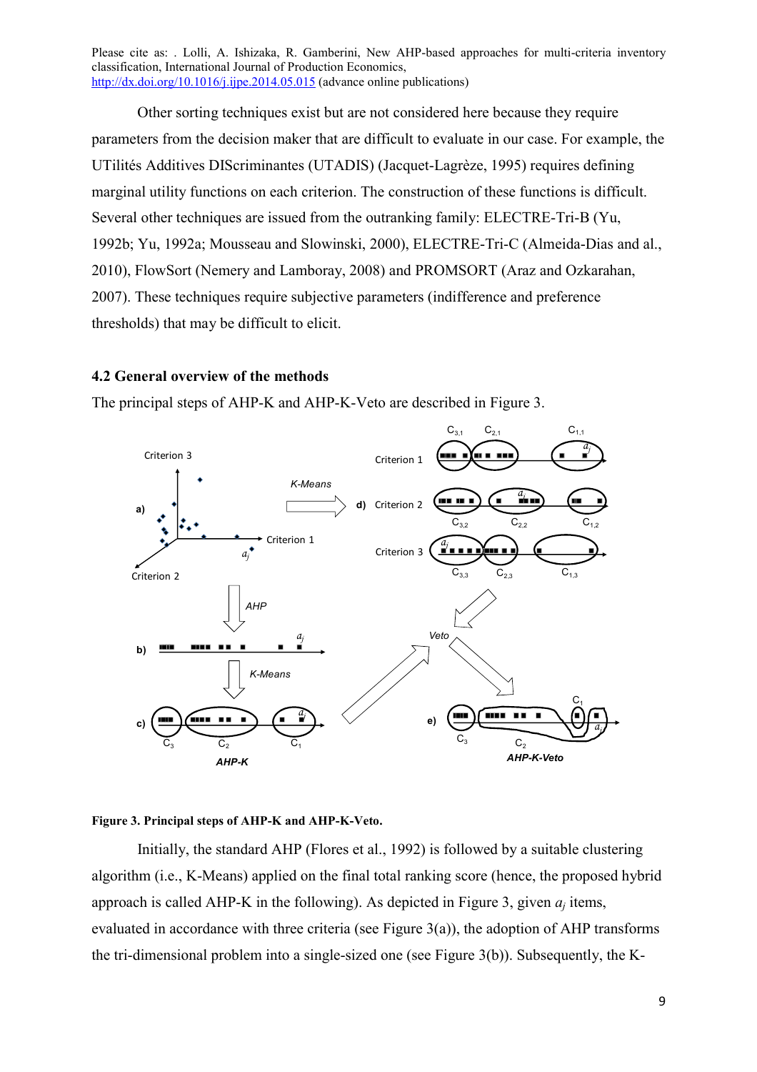Other sorting techniques exist but are not considered here because they require parameters from the decision maker that are difficult to evaluate in our case. For example, the UTilités Additives DIScriminantes (UTADIS) (Jacquet-Lagrèze, 1995) requires defining marginal utility functions on each criterion. The construction of these functions is difficult. Several other techniques are issued from the outranking family: ELECTRE-Tri-B (Yu, 1992b; Yu, 1992a; Mousseau and Slowinski, 2000), ELECTRE-Tri-C (Almeida-Dias and al., 2010), FlowSort (Nemery and Lamboray, 2008) and PROMSORT (Araz and Ozkarahan, 2007). These techniques require subjective parameters (indifference and preference thresholds) that may be difficult to elicit.

### 4.2 General overview of the methods

The principal steps of AHP-K and AHP-K-Veto are described in Figure 3.

**Figure 3. Principal steps of AHP-K and AHP-K-Veto.**

Initially, the standard AHP (Flores et al., 1992) is followed by a suitable clustering algorithm (i.e., K-Means) applied on the final total ranking score (hence, the proposed hybrid approach is called AHP-K in the following). As depicted in Figure 3, given $a_j$ items, evaluated in accordance with three criteria (see Figure 3(a)), the adoption of AHP transforms the tri-dimensional problem into a single-sized one (see Figure 3(b)). Subsequently, the K-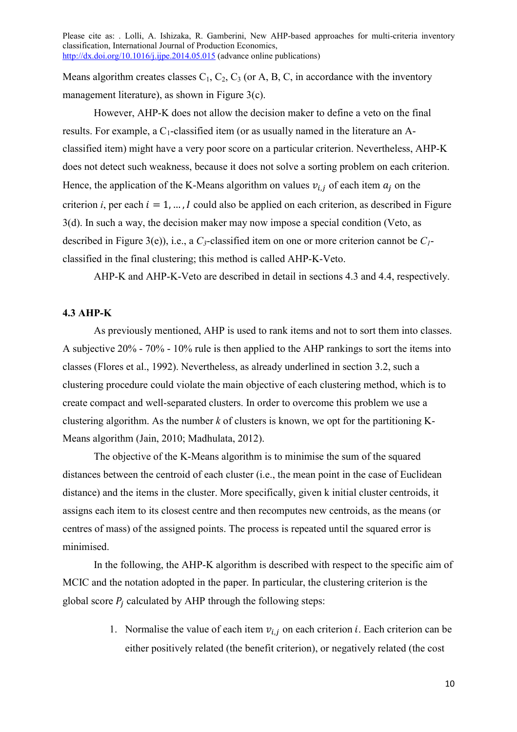Means algorithm creates classes $C_1$, $C_2$, $C_3$ (or A, B, C, in accordance with the inventory management literature), as shown in Figure 3(c).

However, AHP-K does not allow the decision maker to define a veto on the final results. For example, a $C_1$-classified item (or as usually named in the literature an A-classified item) might have a very poor score on a particular criterion. Nevertheless, AHP-K does not detect such weakness, because it does not solve a sorting problem on each criterion. Hence, the application of the K-Means algorithm on values $v_{i,j}$ of each item $a_j$ on the criterion *i*, per each $i = 1, \ldots, I$ could also be applied on each criterion, as described in Figure 3(d). In such a way, the decision maker may now impose a special condition (Veto, as described in Figure 3(e)), i.e., a $C_3$-classified item on one or more criterion cannot be $C_1$-classified in the final clustering; this method is called AHP-K-Veto.

AHP-K and AHP-K-Veto are described in detail in sections 4.3 and 4.4, respectively.

### 4.3 AHP-K

As previously mentioned, AHP is used to rank items and not to sort them into classes. A subjective 20% - 70% - 10% rule is then applied to the AHP rankings to sort the items into classes (Flores et al., 1992). Nevertheless, as already underlined in section 3.2, such a clustering procedure could violate the main objective of each clustering method, which is to create compact and well-separated clusters. In order to overcome this problem we use a clustering algorithm. As the number *k* of clusters is known, we opt for the partitioning K-Means algorithm (Jain, 2010; Madhulata, 2012).

The objective of the K-Means algorithm is to minimise the sum of the squared distances between the centroid of each cluster (i.e., the mean point in the case of Euclidean distance) and the items in the cluster. More specifically, given k initial cluster centroids, it assigns each item to its closest centre and then recomputes new centroids, as the means (or centres of mass) of the assigned points. The process is repeated until the squared error is minimised.

In the following, the AHP-K algorithm is described with respect to the specific aim of MCIC and the notation adopted in the paper. In particular, the clustering criterion is the global score $P_j$ calculated by AHP through the following steps:

1. Normalise the value of each item $v_{i,j}$ on each criterion $i$. Each criterion can be either positively related (the benefit criterion), or negatively related (the cost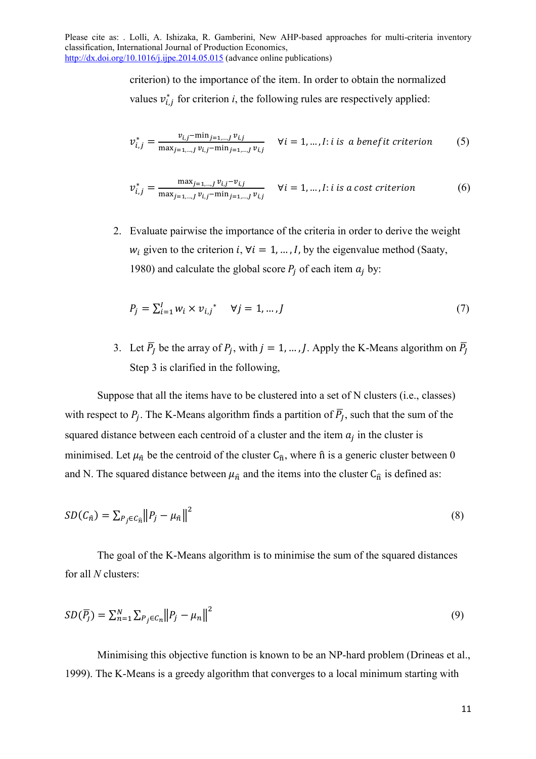criterion) to the importance of the item. In order to obtain the normalized values $v^*_{i,j}$ for criterion *i*, the following rules are respectively applied:

$$v^*_{i,j} = \frac{v_{i,j} - \min_{j=1,\dots,J} v_{i,j}}{\max_{j=1,\dots,J} v_{i,j} - \min_{j=1,\dots,J} v_{i,j}} \quad \forall i = 1, \dots, I: i \text{ is a benefit criterion} \tag{5}$$

$$v^*_{i,j} = \frac{\max_{j=1,\dots,J} v_{i,j} - v_{i,j}}{\max_{j=1,\dots,J} v_{i,j} - \min_{j=1,\dots,J} v_{i,j}} \quad \forall i = 1, \dots, I: i \text{ is a cost criterion} \tag{6}$$

2. Evaluate pairwise the importance of the criteria in order to derive the weight $w_i$ given to the criterion $i$, $\forall i = 1, \dots, I$, by the eigenvalue method (Saaty, 1980) and calculate the global score $P_j$ of each item $a_j$ by:

$$P_j = \sum_{i=1}^{I} w_i \times v_{i,j}^* \quad \forall j = 1, \dots, J \tag{7}$$

3. Let $\overline{P_J}$ be the array of $P_j$, with $j = 1, \dots, J$. Apply the K-Means algorithm on $\overline{P_J}$ Step 3 is clarified in the following,

Suppose that all the items have to be clustered into a set of N clusters (i.e., classes) with respect to $P_j$. The K-Means algorithm finds a partition of $\overline{P_J}$, such that the sum of the squared distance between each centroid of a cluster and the item $a_j$ in the cluster is minimised. Let $\mu_{\hat{n}}$ be the centroid of the cluster $C_{\hat{n}}$, where $\hat{n}$ is a generic cluster between 0 and N. The squared distance between $\mu_{\hat{n}}$ and the items into the cluster $C_{\hat{n}}$ is defined as:

$$SD(C_{\hat{n}}) = \sum_{P_j \in C_{\hat{n}}} \left\| P_j - \mu_{\hat{n}} \right\|^2 \tag{8}$$

The goal of the K-Means algorithm is to minimise the sum of the squared distances for all *N* clusters:

$$SD(\overline{P_J}) = \sum_{n=1}^{N} \sum_{P_j \in C_n} \left\| P_j - \mu_n \right\|^2 \tag{9}$$

Minimising this objective function is known to be an NP-hard problem (Drineas et al., 1999). The K-Means is a greedy algorithm that converges to a local minimum starting with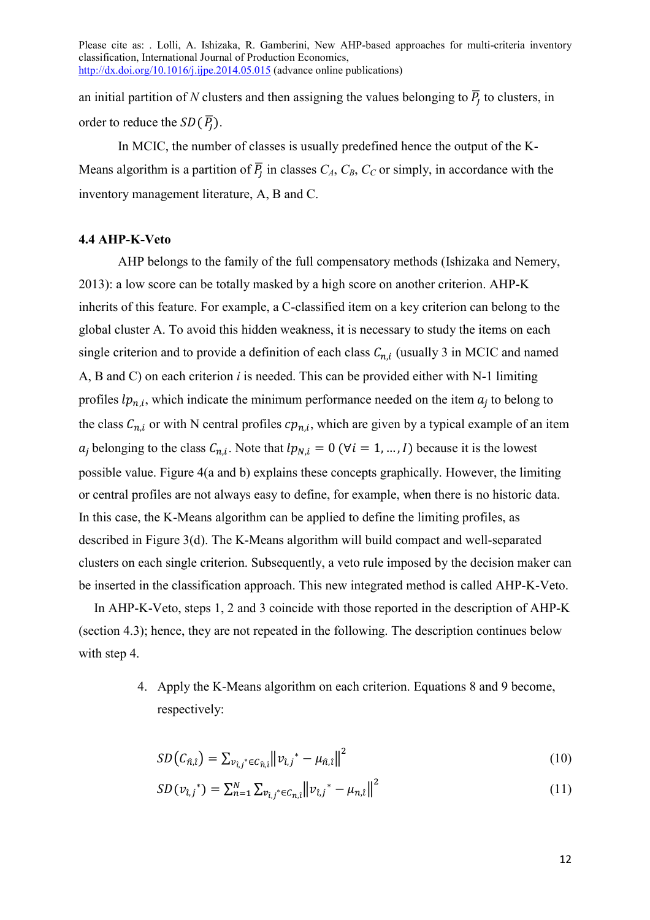an initial partition of *N* clusters and then assigning the values belonging to $\overline{P}_j$ to clusters, in order to reduce the $SD(\overline{P}_j)$.

In MCIC, the number of classes is usually predefined hence the output of the K-Means algorithm is a partition of $\overline{P}_j$ in classes $C_A$, $C_B$, $C_C$ or simply, in accordance with the inventory management literature, A, B and C.

### 4.4 AHP-K-Veto

AHP belongs to the family of the full compensatory methods (Ishizaka and Nemery, 2013): a low score can be totally masked by a high score on another criterion. AHP-K inherits of this feature. For example, a C-classified item on a key criterion can belong to the global cluster A. To avoid this hidden weakness, it is necessary to study the items on each single criterion and to provide a definition of each class $C_{n,i}$ (usually 3 in MCIC and named A, B and C) on each criterion *i* is needed. This can be provided either with N-1 limiting profiles $lp_{n,i}$, which indicate the minimum performance needed on the item $a_j$ to belong to the class $C_{n,i}$ or with N central profiles $cp_{n,i}$, which are given by a typical example of an item $a_j$ belonging to the class $C_{n,i}$. Note that $lp_{N,i} = 0$ $(\forall i = 1, \ldots, I)$ because it is the lowest possible value. Figure 4(a and b) explains these concepts graphically. However, the limiting or central profiles are not always easy to define, for example, when there is no historic data. In this case, the K-Means algorithm can be applied to define the limiting profiles, as described in Figure 3(d). The K-Means algorithm will build compact and well-separated clusters on each single criterion. Subsequently, a veto rule imposed by the decision maker can be inserted in the classification approach. This new integrated method is called AHP-K-Veto.

In AHP-K-Veto, steps 1, 2 and 3 coincide with those reported in the description of AHP-K (section 4.3); hence, they are not repeated in the following. The description continues below with step 4.

4. Apply the K-Means algorithm on each criterion. Equations 8 and 9 become, respectively:

$$SD\left(C_{\hat{n},\hat{\imath}}\right) = \sum_{v_{\hat{\imath},j}^* \in C_{\hat{n},\hat{\imath}}} \left\| v_{\hat{\imath},j}^* - \mu_{\hat{n},\hat{\imath}} \right\|^2 \tag{10}$$

$$SD\left(v_{\hat{\imath},j}^*\right) = \sum_{n=1}^{N} \sum_{v_{\hat{\imath},j}^* \in C_{n,\hat{\imath}}} \left\| v_{\hat{\imath},j}^* - \mu_{n,\hat{\imath}} \right\|^2 \tag{11}$$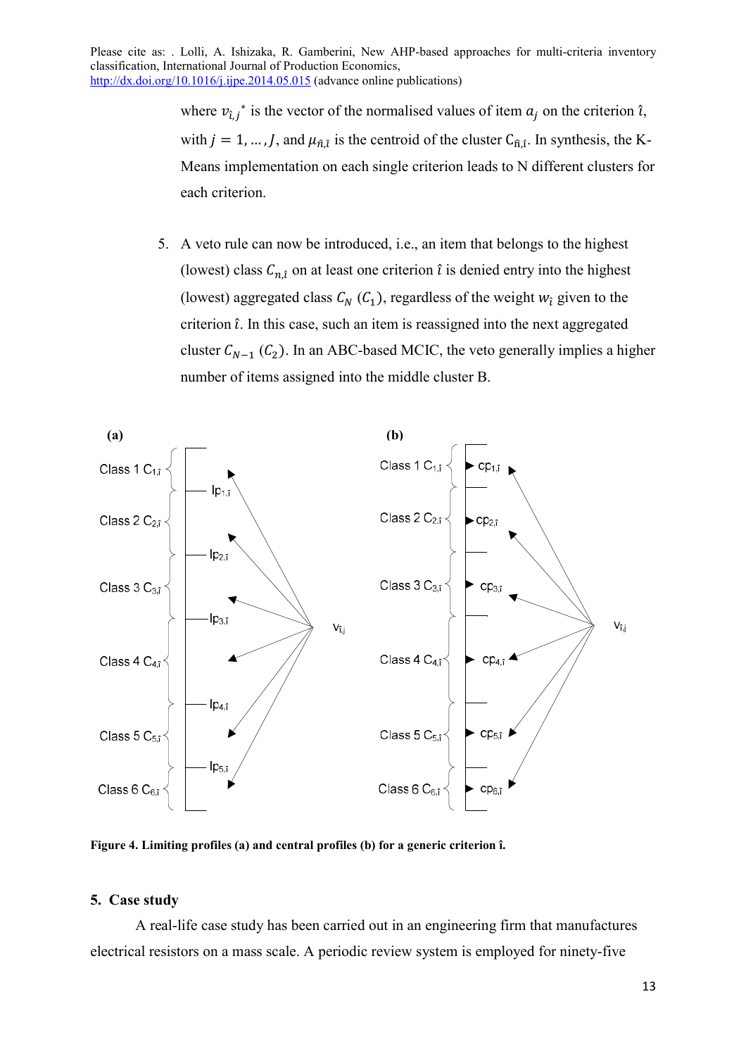where $v_{\hat{\imath},j}{}^*$ is the vector of the normalised values of item $a_j$ on the criterion $\hat{\imath}$, with $j = 1, \ldots, J$, and $\mu_{\hat{n},\hat{\imath}}$ is the centroid of the cluster $C_{\hat{n},\hat{\imath}}$. In synthesis, the K-Means implementation on each single criterion leads to N different clusters for each criterion.

5. A veto rule can now be introduced, i.e., an item that belongs to the highest (lowest) class $C_{n,\hat{\imath}}$ on at least one criterion $\hat{\imath}$ is denied entry into the highest (lowest) aggregated class $C_N$ ($C_1$), regardless of the weight $w_{\hat{\imath}}$ given to the criterion $\hat{\imath}$. In this case, such an item is reassigned into the next aggregated cluster $C_{N-1}$ ($C_2$). In an ABC-based MCIC, the veto generally implies a higher number of items assigned into the middle cluster B.

**Figure 4. Limiting profiles (a) and central profiles (b) for a generic criterion î.**

## 5. Case study

A real-life case study has been carried out in an engineering firm that manufactures electrical resistors on a mass scale. A periodic review system is employed for ninety-five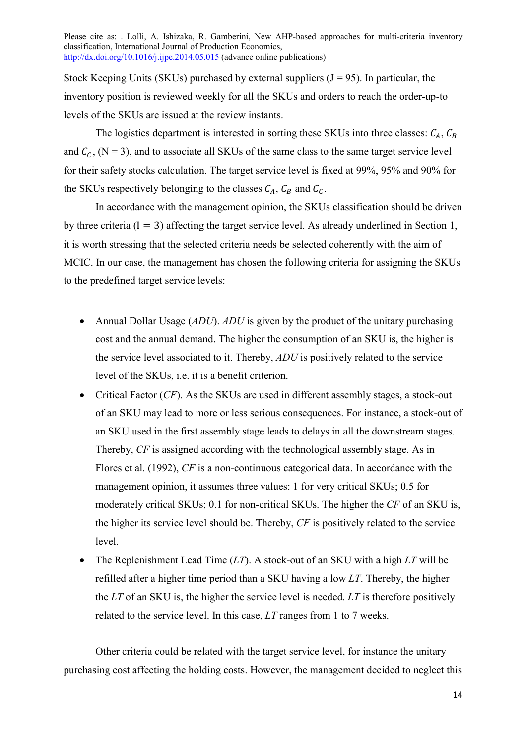Stock Keeping Units (SKUs) purchased by external suppliers (J = 95). In particular, the inventory position is reviewed weekly for all the SKUs and orders to reach the order-up-to levels of the SKUs are issued at the review instants.

The logistics department is interested in sorting these SKUs into three classes: $C_A$, $C_B$ and $C_C$, (N = 3), and to associate all SKUs of the same class to the same target service level for their safety stocks calculation. The target service level is fixed at 99%, 95% and 90% for the SKUs respectively belonging to the classes $C_A$, $C_B$ and $C_C$.

In accordance with the management opinion, the SKUs classification should be driven by three criteria ($\mathrm{I} = 3$) affecting the target service level. As already underlined in Section 1, it is worth stressing that the selected criteria needs be selected coherently with the aim of MCIC. In our case, the management has chosen the following criteria for assigning the SKUs to the predefined target service levels:

- Annual Dollar Usage (*ADU*). *ADU* is given by the product of the unitary purchasing cost and the annual demand. The higher the consumption of an SKU is, the higher is the service level associated to it. Thereby, *ADU* is positively related to the service level of the SKUs, i.e. it is a benefit criterion.
- Critical Factor (*CF*). As the SKUs are used in different assembly stages, a stock-out of an SKU may lead to more or less serious consequences. For instance, a stock-out of an SKU used in the first assembly stage leads to delays in all the downstream stages. Thereby, *CF* is assigned according with the technological assembly stage. As in Flores et al. (1992), *CF* is a non-continuous categorical data. In accordance with the management opinion, it assumes three values: 1 for very critical SKUs; 0.5 for moderately critical SKUs; 0.1 for non-critical SKUs. The higher the *CF* of an SKU is, the higher its service level should be. Thereby, *CF* is positively related to the service level.
- The Replenishment Lead Time (*LT*). A stock-out of an SKU with a high *LT* will be refilled after a higher time period than a SKU having a low *LT*. Thereby, the higher the *LT* of an SKU is, the higher the service level is needed. *LT* is therefore positively related to the service level. In this case, *LT* ranges from 1 to 7 weeks.

Other criteria could be related with the target service level, for instance the unitary purchasing cost affecting the holding costs. However, the management decided to neglect this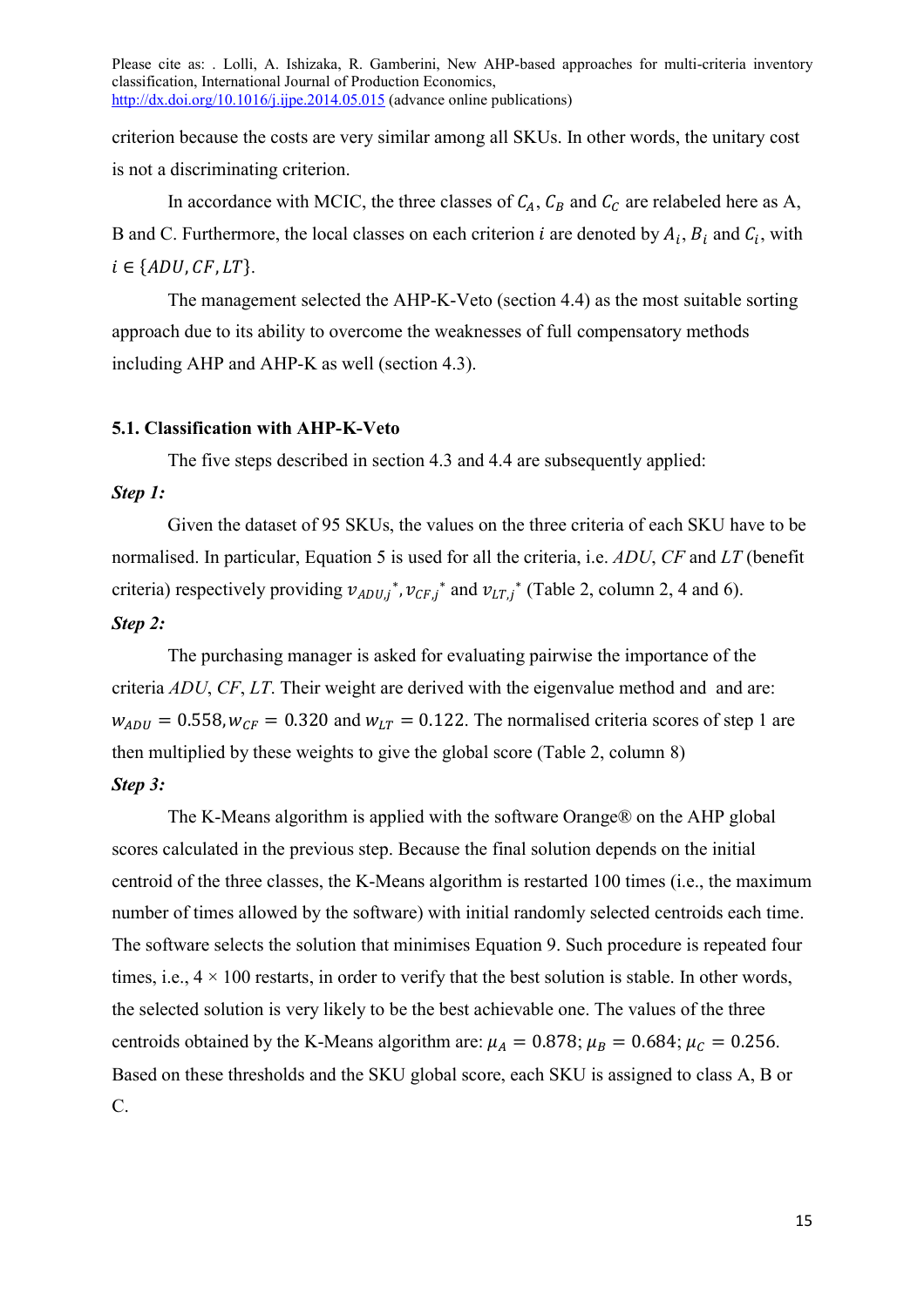criterion because the costs are very similar among all SKUs. In other words, the unitary cost is not a discriminating criterion.

In accordance with MCIC, the three classes of $C_A$, $C_B$ and $C_C$ are relabeled here as A, B and C. Furthermore, the local classes on each criterion $i$ are denoted by $A_i$, $B_i$ and $C_i$, with $i \in \{ADU, CF, LT\}$.

The management selected the AHP-K-Veto (section 4.4) as the most suitable sorting approach due to its ability to overcome the weaknesses of full compensatory methods including AHP and AHP-K as well (section 4.3).

### 5.1. Classification with AHP-K-Veto

The five steps described in section 4.3 and 4.4 are subsequently applied:

***Step 1:***

Given the dataset of 95 SKUs, the values on the three criteria of each SKU have to be normalised. In particular, Equation 5 is used for all the criteria, i.e. *ADU*, *CF* and *LT* (benefit criteria) respectively providing $v_{ADU,j}{}^{*}$, $v_{CF,j}{}^{*}$ and $v_{LT,j}{}^{*}$ (Table 2, column 2, 4 and 6).

***Step 2:***

The purchasing manager is asked for evaluating pairwise the importance of the criteria *ADU*, *CF*, *LT*. Their weight are derived with the eigenvalue method and and are: $w_{ADU} = 0.558, w_{CF} = 0.320$ and $w_{LT} = 0.122$. The normalised criteria scores of step 1 are then multiplied by these weights to give the global score (Table 2, column 8)

***Step 3:***

The K-Means algorithm is applied with the software Orange® on the AHP global scores calculated in the previous step. Because the final solution depends on the initial centroid of the three classes, the K-Means algorithm is restarted 100 times (i.e., the maximum number of times allowed by the software) with initial randomly selected centroids each time. The software selects the solution that minimises Equation 9. Such procedure is repeated four times, i.e., 4 × 100 restarts, in order to verify that the best solution is stable. In other words, the selected solution is very likely to be the best achievable one. The values of the three centroids obtained by the K-Means algorithm are: $\mu_A = 0.878$; $\mu_B = 0.684$; $\mu_C = 0.256$. Based on these thresholds and the SKU global score, each SKU is assigned to class A, B or C.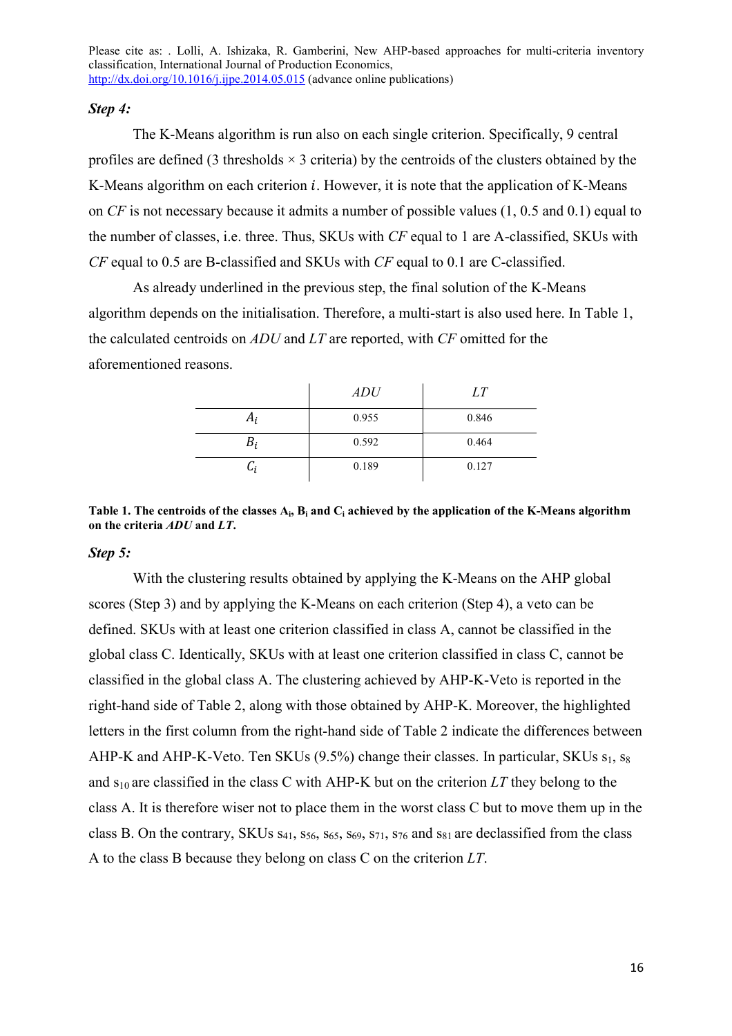***Step 4:***

The K-Means algorithm is run also on each single criterion. Specifically, 9 central profiles are defined (3 thresholds × 3 criteria) by the centroids of the clusters obtained by the K-Means algorithm on each criterion $i$. However, it is note that the application of K-Means on *CF* is not necessary because it admits a number of possible values (1, 0.5 and 0.1) equal to the number of classes, i.e. three. Thus, SKUs with *CF* equal to 1 are A-classified, SKUs with *CF* equal to 0.5 are B-classified and SKUs with *CF* equal to 0.1 are C-classified.

As already underlined in the previous step, the final solution of the K-Means algorithm depends on the initialisation. Therefore, a multi-start is also used here. In Table 1, the calculated centroids on *ADU* and *LT* are reported, with *CF* omitted for the aforementioned reasons.

| | *ADU* | *LT* |
|---|---|---|
| $A_i$ | 0.955 | 0.846 |
| $B_i$ | 0.592 | 0.464 |
| $C_i$ | 0.189 | 0.127 |

**Table 1. The centroids of the classes $A_i$, $B_i$ and $C_i$ achieved by the application of the K-Means algorithm on the criteria *ADU* and *LT*.**

***Step 5:***

With the clustering results obtained by applying the K-Means on the AHP global scores (Step 3) and by applying the K-Means on each criterion (Step 4), a veto can be defined. SKUs with at least one criterion classified in class A, cannot be classified in the global class C. Identically, SKUs with at least one criterion classified in class C, cannot be classified in the global class A. The clustering achieved by AHP-K-Veto is reported in the right-hand side of Table 2, along with those obtained by AHP-K. Moreover, the highlighted letters in the first column from the right-hand side of Table 2 indicate the differences between AHP-K and AHP-K-Veto. Ten SKUs (9.5%) change their classes. In particular, SKUs $s_1$, $s_8$ and $s_{10}$ are classified in the class C with AHP-K but on the criterion *LT* they belong to the class A. It is therefore wiser not to place them in the worst class C but to move them up in the class B. On the contrary, SKUs $s_{41}$, $s_{56}$, $s_{65}$, $s_{69}$, $s_{71}$, $s_{76}$ and $s_{81}$ are declassified from the class A to the class B because they belong on class C on the criterion *LT*.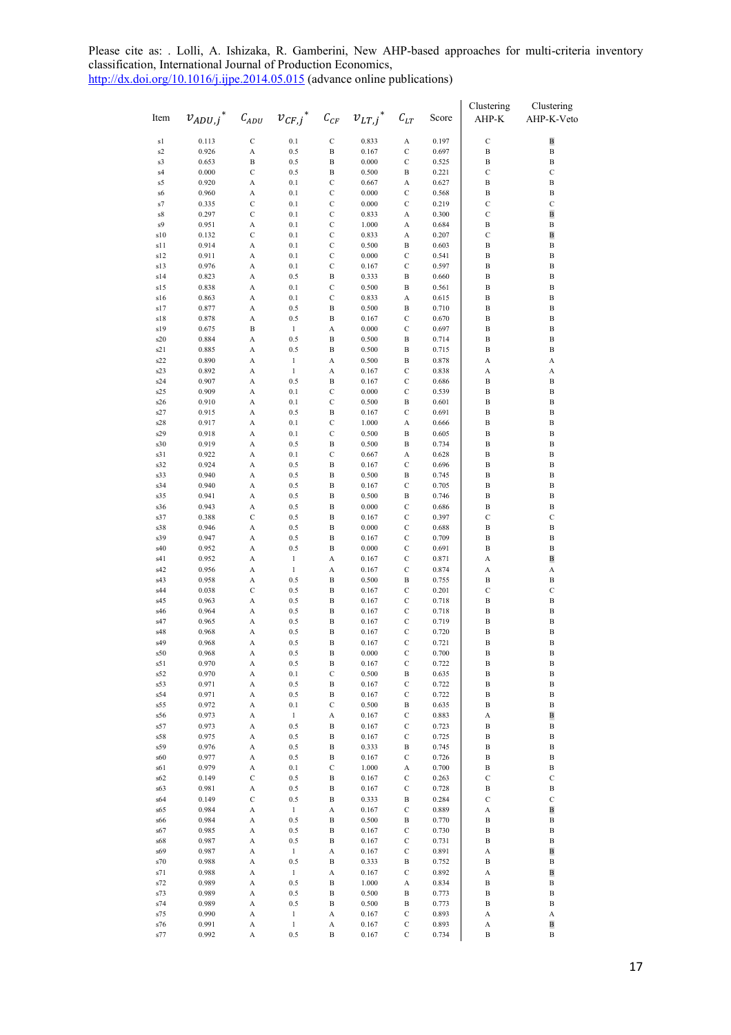| Item | $v_{ADU,j}^*$ | $C_{ADU}$ | $v_{CF,j}^*$ | $C_{CF}$ | $v_{LT,j}^*$ | $C_{LT}$ | Score | Clustering AHP-K | Clustering AHP-K-Veto |
|---|---|---|---|---|---|---|---|---|---|
| s1 | 0.113 | C | 0.1 | C | 0.833 | A | 0.197 | C | B |
| s2 | 0.926 | A | 0.5 | B | 0.167 | C | 0.697 | B | B |
| s3 | 0.653 | B | 0.5 | B | 0.000 | C | 0.525 | B | B |
| s4 | 0.000 | C | 0.5 | B | 0.500 | B | 0.221 | C | C |
| s5 | 0.920 | A | 0.1 | C | 0.667 | A | 0.627 | B | B |
| s6 | 0.960 | A | 0.1 | C | 0.000 | C | 0.568 | B | B |
| s7 | 0.335 | C | 0.1 | C | 0.000 | C | 0.219 | C | C |
| s8 | 0.297 | C | 0.1 | C | 0.833 | A | 0.300 | C | B |
| s9 | 0.951 | A | 0.1 | C | 1.000 | A | 0.684 | B | B |
| s10 | 0.132 | C | 0.1 | C | 0.833 | A | 0.207 | C | B |
| s11 | 0.914 | A | 0.1 | C | 0.500 | B | 0.603 | B | B |
| s12 | 0.911 | A | 0.1 | C | 0.000 | C | 0.541 | B | B |
| s13 | 0.976 | A | 0.1 | C | 0.167 | C | 0.597 | B | B |
| s14 | 0.823 | A | 0.5 | B | 0.333 | B | 0.660 | B | B |
| s15 | 0.838 | A | 0.1 | C | 0.500 | B | 0.561 | B | B |
| s16 | 0.863 | A | 0.1 | C | 0.833 | A | 0.615 | B | B |
| s17 | 0.877 | A | 0.5 | B | 0.500 | B | 0.710 | B | B |
| s18 | 0.878 | A | 0.5 | B | 0.167 | C | 0.670 | B | B |
| s19 | 0.675 | B | 1 | A | 0.000 | C | 0.697 | B | B |
| s20 | 0.884 | A | 0.5 | B | 0.500 | B | 0.714 | B | B |
| s21 | 0.885 | A | 0.5 | B | 0.500 | B | 0.715 | B | B |
| s22 | 0.890 | A | 1 | A | 0.500 | B | 0.878 | A | A |
| s23 | 0.892 | A | 1 | A | 0.167 | C | 0.838 | A | A |
| s24 | 0.907 | A | 0.5 | B | 0.167 | C | 0.686 | B | B |
| s25 | 0.909 | A | 0.1 | C | 0.000 | C | 0.539 | B | B |
| s26 | 0.910 | A | 0.1 | C | 0.500 | B | 0.601 | B | B |
| s27 | 0.915 | A | 0.5 | B | 0.167 | C | 0.691 | B | B |
| s28 | 0.917 | A | 0.1 | C | 1.000 | A | 0.666 | B | B |
| s29 | 0.918 | A | 0.1 | C | 0.500 | B | 0.605 | B | B |
| s30 | 0.919 | A | 0.5 | B | 0.500 | B | 0.734 | B | B |
| s31 | 0.922 | A | 0.1 | C | 0.667 | A | 0.628 | B | B |
| s32 | 0.924 | A | 0.5 | B | 0.167 | C | 0.696 | B | B |
| s33 | 0.940 | A | 0.5 | B | 0.500 | B | 0.745 | B | B |
| s34 | 0.940 | A | 0.5 | B | 0.167 | C | 0.705 | B | B |
| s35 | 0.941 | A | 0.5 | B | 0.500 | B | 0.746 | B | B |
| s36 | 0.943 | A | 0.5 | B | 0.000 | C | 0.686 | B | B |
| s37 | 0.388 | C | 0.5 | B | 0.167 | C | 0.397 | C | C |
| s38 | 0.946 | A | 0.5 | B | 0.000 | C | 0.688 | B | B |
| s39 | 0.947 | A | 0.5 | B | 0.167 | C | 0.709 | B | B |
| s40 | 0.952 | A | 0.5 | B | 0.000 | C | 0.691 | B | B |
| s41 | 0.952 | A | 1 | A | 0.167 | C | 0.871 | A | B |
| s42 | 0.956 | A | 1 | A | 0.167 | C | 0.874 | A | A |
| s43 | 0.958 | A | 0.5 | B | 0.500 | B | 0.755 | B | B |
| s44 | 0.038 | C | 0.5 | B | 0.167 | C | 0.201 | C | C |
| s45 | 0.963 | A | 0.5 | B | 0.167 | C | 0.718 | B | B |
| s46 | 0.964 | A | 0.5 | B | 0.167 | C | 0.718 | B | B |
| s47 | 0.965 | A | 0.5 | B | 0.167 | C | 0.719 | B | B |
| s48 | 0.968 | A | 0.5 | B | 0.167 | C | 0.720 | B | B |
| s49 | 0.968 | A | 0.5 | B | 0.167 | C | 0.721 | B | B |
| s50 | 0.968 | A | 0.5 | B | 0.000 | C | 0.700 | B | B |
| s51 | 0.970 | A | 0.5 | B | 0.167 | C | 0.722 | B | B |
| s52 | 0.970 | A | 0.1 | C | 0.500 | B | 0.635 | B | B |
| s53 | 0.971 | A | 0.5 | B | 0.167 | C | 0.722 | B | B |
| s54 | 0.971 | A | 0.5 | B | 0.167 | C | 0.722 | B | B |
| s55 | 0.972 | A | 0.1 | C | 0.500 | B | 0.635 | B | B |
| s56 | 0.973 | A | 1 | A | 0.167 | C | 0.883 | A | B |
| s57 | 0.973 | A | 0.5 | B | 0.167 | C | 0.723 | B | B |
| s58 | 0.975 | A | 0.5 | B | 0.167 | C | 0.725 | B | B |
| s59 | 0.976 | A | 0.5 | B | 0.333 | B | 0.745 | B | B |
| s60 | 0.977 | A | 0.5 | B | 0.167 | C | 0.726 | B | B |
| s61 | 0.979 | A | 0.1 | C | 1.000 | A | 0.700 | B | B |
| s62 | 0.149 | C | 0.5 | B | 0.167 | C | 0.263 | C | C |
| s63 | 0.981 | A | 0.5 | B | 0.167 | C | 0.728 | B | B |
| s64 | 0.149 | C | 0.5 | B | 0.333 | B | 0.284 | C | C |
| s65 | 0.984 | A | 1 | A | 0.167 | C | 0.889 | A | B |
| s66 | 0.984 | A | 0.5 | B | 0.500 | B | 0.770 | B | B |
| s67 | 0.985 | A | 0.5 | B | 0.167 | C | 0.730 | B | B |
| s68 | 0.987 | A | 0.5 | B | 0.167 | C | 0.731 | B | B |
| s69 | 0.987 | A | 1 | A | 0.167 | C | 0.891 | A | B |
| s70 | 0.988 | A | 0.5 | B | 0.333 | B | 0.752 | B | B |
| s71 | 0.988 | A | 1 | A | 0.167 | C | 0.892 | A | B |
| s72 | 0.989 | A | 0.5 | B | 1.000 | A | 0.834 | B | B |
| s73 | 0.989 | A | 0.5 | B | 0.500 | B | 0.773 | B | B |
| s74 | 0.989 | A | 0.5 | B | 0.500 | B | 0.773 | B | B |
| s75 | 0.990 | A | 1 | A | 0.167 | C | 0.893 | A | A |
| s76 | 0.991 | A | 1 | A | 0.167 | C | 0.893 | A | B |
| s77 | 0.992 | A | 0.5 | B | 0.167 | C | 0.734 | B | B |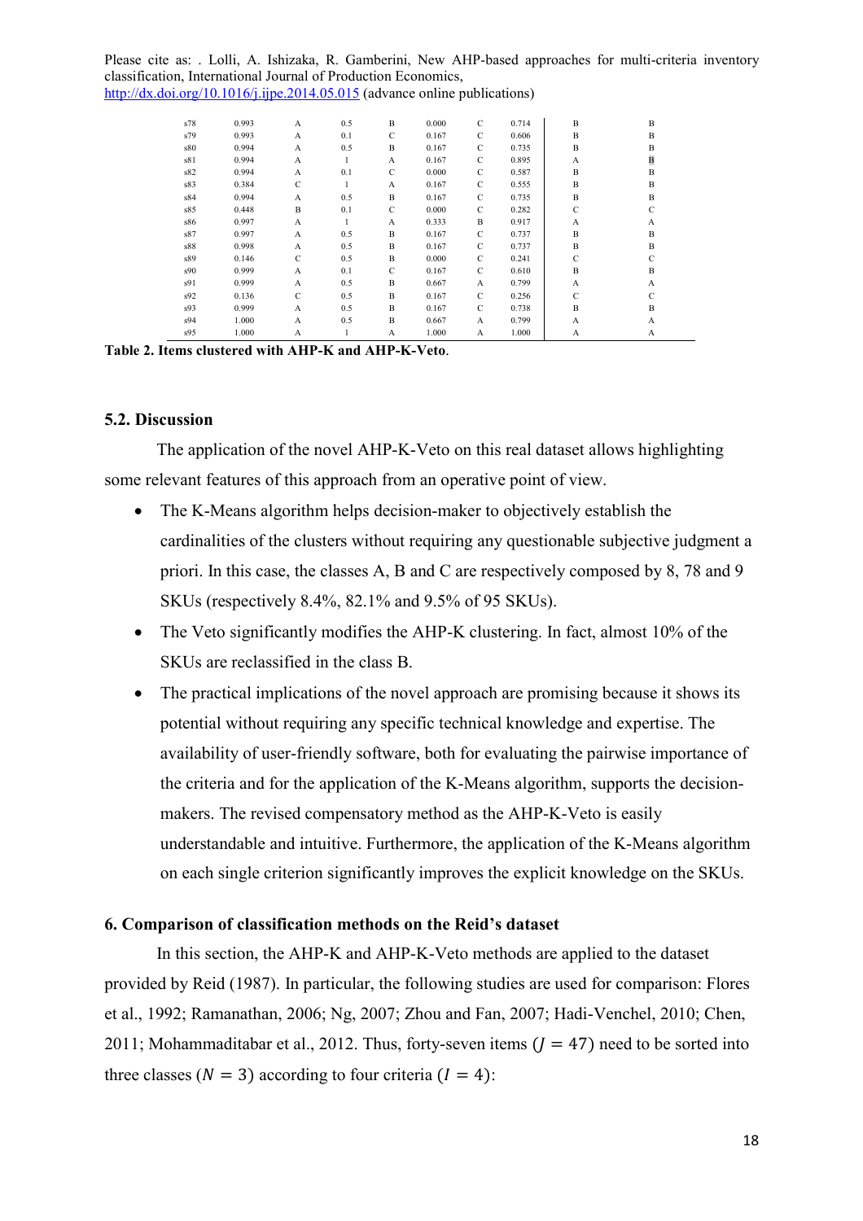| s78 | 0.993 | A | 0.5 | B | 0.000 | C | 0.714 | B | B |
|---|---|---|---|---|---|---|---|---|---|
| s79 | 0.993 | A | 0.1 | C | 0.167 | C | 0.606 | B | B |
| s80 | 0.994 | A | 0.5 | B | 0.167 | C | 0.735 | B | B |
| s81 | 0.994 | A | 1 | A | 0.167 | C | 0.895 | A | B |
| s82 | 0.994 | A | 0.1 | C | 0.000 | C | 0.587 | B | B |
| s83 | 0.384 | C | 1 | A | 0.167 | C | 0.555 | B | B |
| s84 | 0.994 | A | 0.5 | B | 0.167 | C | 0.735 | B | B |
| s85 | 0.448 | B | 0.1 | C | 0.000 | C | 0.282 | C | C |
| s86 | 0.997 | A | 1 | A | 0.333 | B | 0.917 | A | A |
| s87 | 0.997 | A | 0.5 | B | 0.167 | C | 0.737 | B | B |
| s88 | 0.998 | A | 0.5 | B | 0.167 | C | 0.737 | B | B |
| s89 | 0.146 | C | 0.5 | B | 0.000 | C | 0.241 | C | C |
| s90 | 0.999 | A | 0.1 | C | 0.167 | C | 0.610 | B | B |
| s91 | 0.999 | A | 0.5 | B | 0.667 | A | 0.799 | A | A |
| s92 | 0.136 | C | 0.5 | B | 0.167 | C | 0.256 | C | C |
| s93 | 0.999 | A | 0.5 | B | 0.167 | C | 0.738 | B | B |
| s94 | 1.000 | A | 0.5 | B | 0.667 | A | 0.799 | A | A |
| s95 | 1.000 | A | 1 | A | 1.000 | A | 1.000 | A | A |

**Table 2. Items clustered with AHP-K and AHP-K-Veto**.

### 5.2. Discussion

The application of the novel AHP-K-Veto on this real dataset allows highlighting some relevant features of this approach from an operative point of view.

- The K-Means algorithm helps decision-maker to objectively establish the cardinalities of the clusters without requiring any questionable subjective judgment a priori. In this case, the classes A, B and C are respectively composed by 8, 78 and 9 SKUs (respectively 8.4%, 82.1% and 9.5% of 95 SKUs).
- The Veto significantly modifies the AHP-K clustering. In fact, almost 10% of the SKUs are reclassified in the class B.
- The practical implications of the novel approach are promising because it shows its potential without requiring any specific technical knowledge and expertise. The availability of user-friendly software, both for evaluating the pairwise importance of the criteria and for the application of the K-Means algorithm, supports the decision-makers. The revised compensatory method as the AHP-K-Veto is easily understandable and intuitive. Furthermore, the application of the K-Means algorithm on each single criterion significantly improves the explicit knowledge on the SKUs.

### 6. Comparison of classification methods on the Reid's dataset

In this section, the AHP-K and AHP-K-Veto methods are applied to the dataset provided by Reid (1987). In particular, the following studies are used for comparison: Flores et al., 1992; Ramanathan, 2006; Ng, 2007; Zhou and Fan, 2007; Hadi-Venchel, 2010; Chen, 2011; Mohammaditabar et al., 2012. Thus, forty-seven items ($J = 47$) need to be sorted into three classes ($N = 3$) according to four criteria ($I = 4$):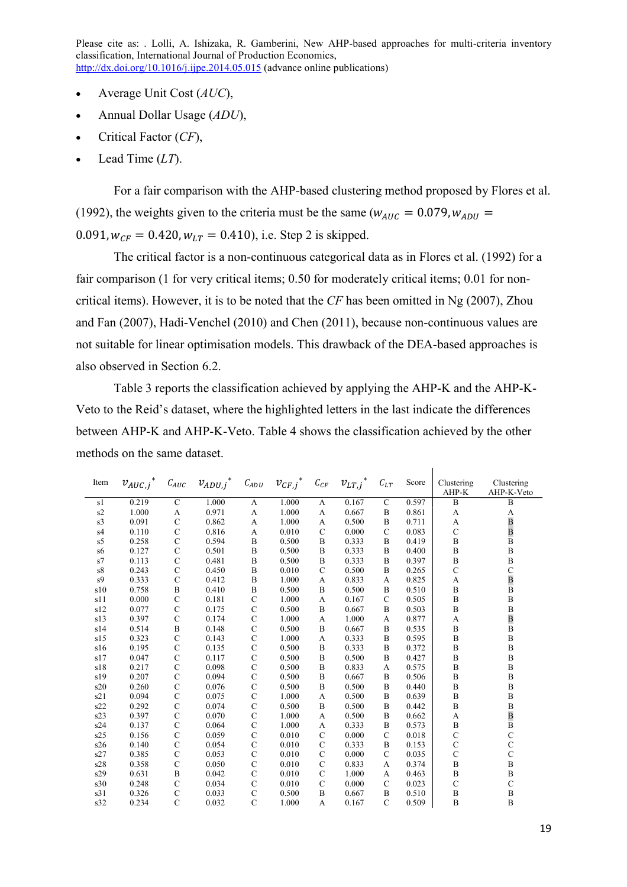- Average Unit Cost (*AUC*),
- Annual Dollar Usage (*ADU*),
- Critical Factor (*CF*),
- Lead Time (*LT*).

For a fair comparison with the AHP-based clustering method proposed by Flores et al. (1992), the weights given to the criteria must be the same ($w_{AUC} = 0.079, w_{ADU} = 0.091, w_{CF} = 0.420, w_{LT} = 0.410$), i.e. Step 2 is skipped.

The critical factor is a non-continuous categorical data as in Flores et al. (1992) for a fair comparison (1 for very critical items; 0.50 for moderately critical items; 0.01 for non-critical items). However, it is to be noted that the *CF* has been omitted in Ng (2007), Zhou and Fan (2007), Hadi-Venchel (2010) and Chen (2011), because non-continuous values are not suitable for linear optimisation models. This drawback of the DEA-based approaches is also observed in Section 6.2.

Table 3 reports the classification achieved by applying the AHP-K and the AHP-K-Veto to the Reid's dataset, where the highlighted letters in the last indicate the differences between AHP-K and AHP-K-Veto. Table 4 shows the classification achieved by the other methods on the same dataset.

| Item | $v_{AUC,j}^*$ | $C_{AUC}$ | $v_{ADU,j}^*$ | $C_{ADU}$ | $v_{CF,j}^*$ | $C_{CF}$ | $v_{LT,j}^*$ | $C_{LT}$ | Score | Clustering AHP-K | Clustering AHP-K-Veto |
|---|---|---|---|---|---|---|---|---|---|---|---|
| s1 | 0.219 | C | 1.000 | A | 1.000 | A | 0.167 | C | 0.597 | B | B |
| s2 | 1.000 | A | 0.971 | A | 1.000 | A | 0.667 | B | 0.861 | A | A |
| s3 | 0.091 | C | 0.862 | A | 1.000 | A | 0.500 | B | 0.711 | A | **B** |
| s4 | 0.110 | C | 0.816 | A | 0.010 | C | 0.000 | C | 0.083 | C | **B** |
| s5 | 0.258 | C | 0.594 | B | 0.500 | B | 0.333 | B | 0.419 | B | B |
| s6 | 0.127 | C | 0.501 | B | 0.500 | B | 0.333 | B | 0.400 | B | B |
| s7 | 0.113 | C | 0.481 | B | 0.500 | B | 0.333 | B | 0.397 | B | B |
| s8 | 0.243 | C | 0.450 | B | 0.010 | C | 0.500 | B | 0.265 | C | C |
| s9 | 0.333 | C | 0.412 | B | 1.000 | A | 0.833 | A | 0.825 | A | **B** |
| s10 | 0.758 | B | 0.410 | B | 0.500 | B | 0.500 | B | 0.510 | B | B |
| s11 | 0.000 | C | 0.181 | C | 1.000 | A | 0.167 | C | 0.505 | B | B |
| s12 | 0.077 | C | 0.175 | C | 0.500 | B | 0.667 | B | 0.503 | B | B |
| s13 | 0.397 | C | 0.174 | C | 1.000 | A | 1.000 | A | 0.877 | A | **B** |
| s14 | 0.514 | B | 0.148 | C | 0.500 | B | 0.667 | B | 0.535 | B | B |
| s15 | 0.323 | C | 0.143 | C | 1.000 | A | 0.333 | B | 0.595 | B | B |
| s16 | 0.195 | C | 0.135 | C | 0.500 | B | 0.333 | B | 0.372 | B | B |
| s17 | 0.047 | C | 0.117 | C | 0.500 | B | 0.500 | B | 0.427 | B | B |
| s18 | 0.217 | C | 0.098 | C | 0.500 | B | 0.833 | A | 0.575 | B | B |
| s19 | 0.207 | C | 0.094 | C | 0.500 | B | 0.667 | B | 0.506 | B | B |
| s20 | 0.260 | C | 0.076 | C | 0.500 | B | 0.500 | B | 0.440 | B | B |
| s21 | 0.094 | C | 0.075 | C | 1.000 | A | 0.500 | B | 0.639 | B | B |
| s22 | 0.292 | C | 0.074 | C | 0.500 | B | 0.500 | B | 0.442 | B | B |
| s23 | 0.397 | C | 0.070 | C | 1.000 | A | 0.500 | B | 0.662 | A | **B** |
| s24 | 0.137 | C | 0.064 | C | 1.000 | A | 0.333 | B | 0.573 | B | B |
| s25 | 0.156 | C | 0.059 | C | 0.010 | C | 0.000 | C | 0.018 | C | C |
| s26 | 0.140 | C | 0.054 | C | 0.010 | C | 0.333 | B | 0.153 | C | C |
| s27 | 0.385 | C | 0.053 | C | 0.010 | C | 0.000 | C | 0.035 | C | C |
| s28 | 0.358 | C | 0.050 | C | 0.010 | C | 0.833 | A | 0.374 | B | B |
| s29 | 0.631 | B | 0.042 | C | 0.010 | C | 1.000 | A | 0.463 | B | B |
| s30 | 0.248 | C | 0.034 | C | 0.010 | C | 0.000 | C | 0.023 | C | C |
| s31 | 0.326 | C | 0.033 | C | 0.500 | B | 0.667 | B | 0.510 | B | B |
| s32 | 0.234 | C | 0.032 | C | 1.000 | A | 0.167 | C | 0.509 | B | B |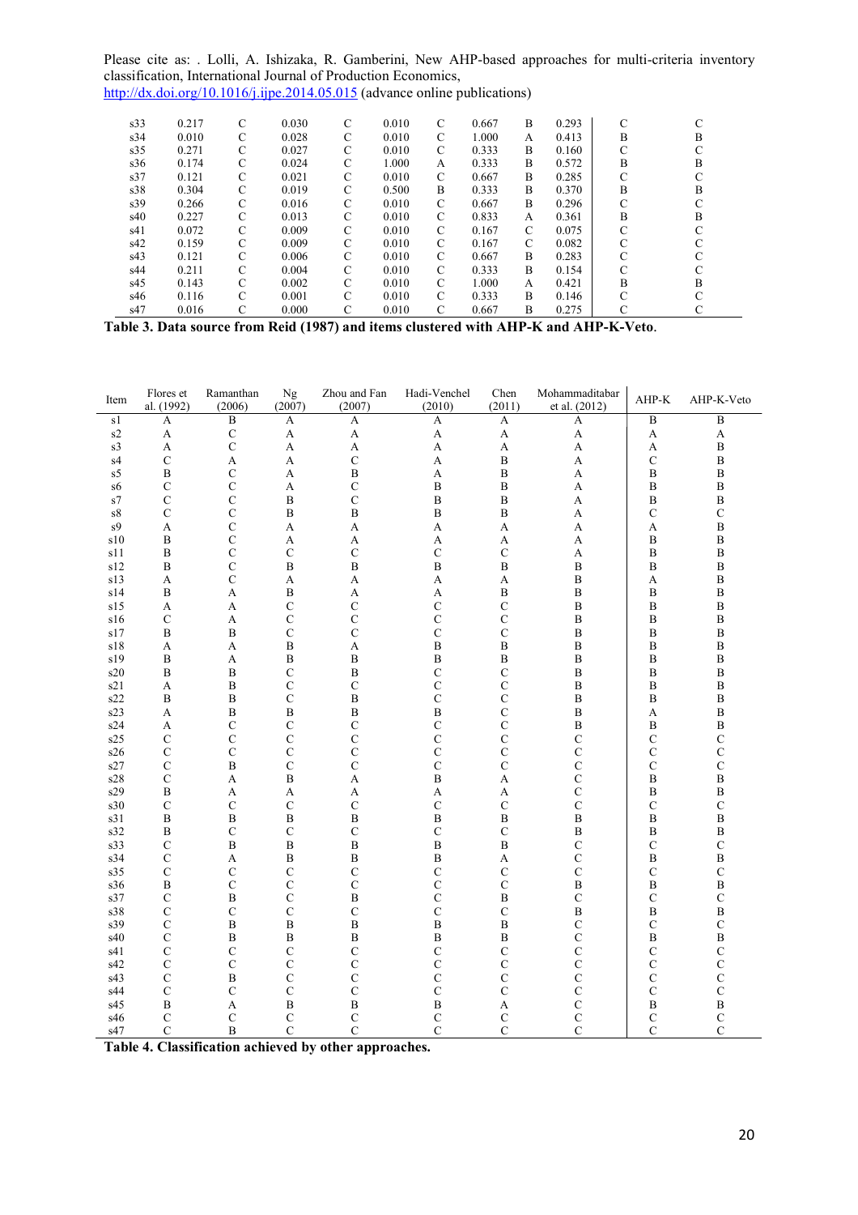Please cite as: . Lolli, A. Ishizaka, R. Gamberini, New AHP-based approaches for multi-criteria inventory classification, International Journal of Production Economics, http://dx.doi.org/10.1016/j.ijpe.2014.05.015 (advance online publications)

| | | | | | | | | | | |
|---|---|---|---|---|---|---|---|---|---|---|
| s33 | 0.217 | C | 0.030 | C | 0.010 | C | 0.667 | B | 0.293 | C | C |
| s34 | 0.010 | C | 0.028 | C | 0.010 | C | 1.000 | A | 0.413 | B | B |
| s35 | 0.271 | C | 0.027 | C | 0.010 | C | 0.333 | B | 0.160 | C | C |
| s36 | 0.174 | C | 0.024 | C | 1.000 | A | 0.333 | B | 0.572 | B | B |
| s37 | 0.121 | C | 0.021 | C | 0.010 | C | 0.667 | B | 0.285 | C | C |
| s38 | 0.304 | C | 0.019 | C | 0.500 | B | 0.333 | B | 0.370 | B | B |
| s39 | 0.266 | C | 0.016 | C | 0.010 | C | 0.667 | B | 0.296 | C | C |
| s40 | 0.227 | C | 0.013 | C | 0.010 | C | 0.833 | A | 0.361 | B | B |
| s41 | 0.072 | C | 0.009 | C | 0.010 | C | 0.167 | C | 0.075 | C | C |
| s42 | 0.159 | C | 0.009 | C | 0.010 | C | 0.167 | C | 0.082 | C | C |
| s43 | 0.121 | C | 0.006 | C | 0.010 | C | 0.667 | B | 0.283 | C | C |
| s44 | 0.211 | C | 0.004 | C | 0.010 | C | 0.333 | B | 0.154 | C | C |
| s45 | 0.143 | C | 0.002 | C | 0.010 | C | 1.000 | A | 0.421 | B | B |
| s46 | 0.116 | C | 0.001 | C | 0.010 | C | 0.333 | B | 0.146 | C | C |
| s47 | 0.016 | C | 0.000 | C | 0.010 | C | 0.667 | B | 0.275 | C | C |

**Table 3. Data source from Reid (1987) and items clustered with AHP-K and AHP-K-Veto**.

| Item | Flores et al. (1992) | Ramanthan (2006) | Ng (2007) | Zhou and Fan (2007) | Hadi-Venchel (2010) | Chen (2011) | Mohammaditabar et al. (2012) | AHP-K | AHP-K-Veto |
|---|---|---|---|---|---|---|---|---|---|
| s1 | A | B | A | A | A | A | A | B | B |
| s2 | A | C | A | A | A | A | A | A | A |
| s3 | A | C | A | A | A | A | A | A | B |
| s4 | C | A | A | C | A | B | A | C | B |
| s5 | B | C | A | B | A | B | A | B | B |
| s6 | C | C | A | C | B | B | A | B | B |
| s7 | C | C | B | C | B | B | A | B | B |
| s8 | C | C | B | B | B | B | A | C | C |
| s9 | A | C | A | A | A | A | A | A | B |
| s10 | B | C | A | A | A | A | A | B | B |
| s11 | B | C | C | C | C | C | A | B | B |
| s12 | B | C | B | B | B | B | B | B | B |
| s13 | A | C | A | A | A | A | B | A | B |
| s14 | B | A | B | A | A | B | B | B | B |
| s15 | A | A | C | C | C | C | B | B | B |
| s16 | C | A | C | C | C | C | B | B | B |
| s17 | B | B | C | C | C | C | B | B | B |
| s18 | A | A | B | A | B | B | B | B | B |
| s19 | B | A | B | B | B | B | B | B | B |
| s20 | B | B | C | B | C | C | B | B | B |
| s21 | A | B | C | C | C | C | B | B | B |
| s22 | B | B | C | B | C | C | B | B | B |
| s23 | A | B | B | B | B | C | B | A | B |
| s24 | A | C | C | C | C | C | B | B | B |
| s25 | C | C | C | C | C | C | C | C | C |
| s26 | C | C | C | C | C | C | C | C | C |
| s27 | C | B | C | C | C | C | C | C | C |
| s28 | C | A | B | A | B | A | C | B | B |
| s29 | B | A | A | A | A | A | C | B | B |
| s30 | C | C | C | C | C | C | C | C | C |
| s31 | B | B | B | B | B | B | B | B | B |
| s32 | B | C | C | C | C | C | B | B | B |
| s33 | C | B | B | B | B | B | C | C | C |
| s34 | C | A | B | B | B | A | C | B | B |
| s35 | C | C | C | C | C | C | C | C | C |
| s36 | B | C | C | C | C | C | B | B | B |
| s37 | C | B | C | B | C | B | C | C | C |
| s38 | C | C | C | C | C | C | B | B | B |
| s39 | C | B | B | B | B | B | C | C | C |
| s40 | C | B | B | B | B | B | C | B | B |
| s41 | C | C | C | C | C | C | C | C | C |
| s42 | C | C | C | C | C | C | C | C | C |
| s43 | C | B | C | C | C | C | C | C | C |
| s44 | C | C | C | C | C | C | C | C | C |
| s45 | B | A | B | B | B | A | C | B | B |
| s46 | C | C | C | C | C | C | C | C | C |
| s47 | C | B | C | C | C | C | C | C | C |

**Table 4. Classification achieved by other approaches.**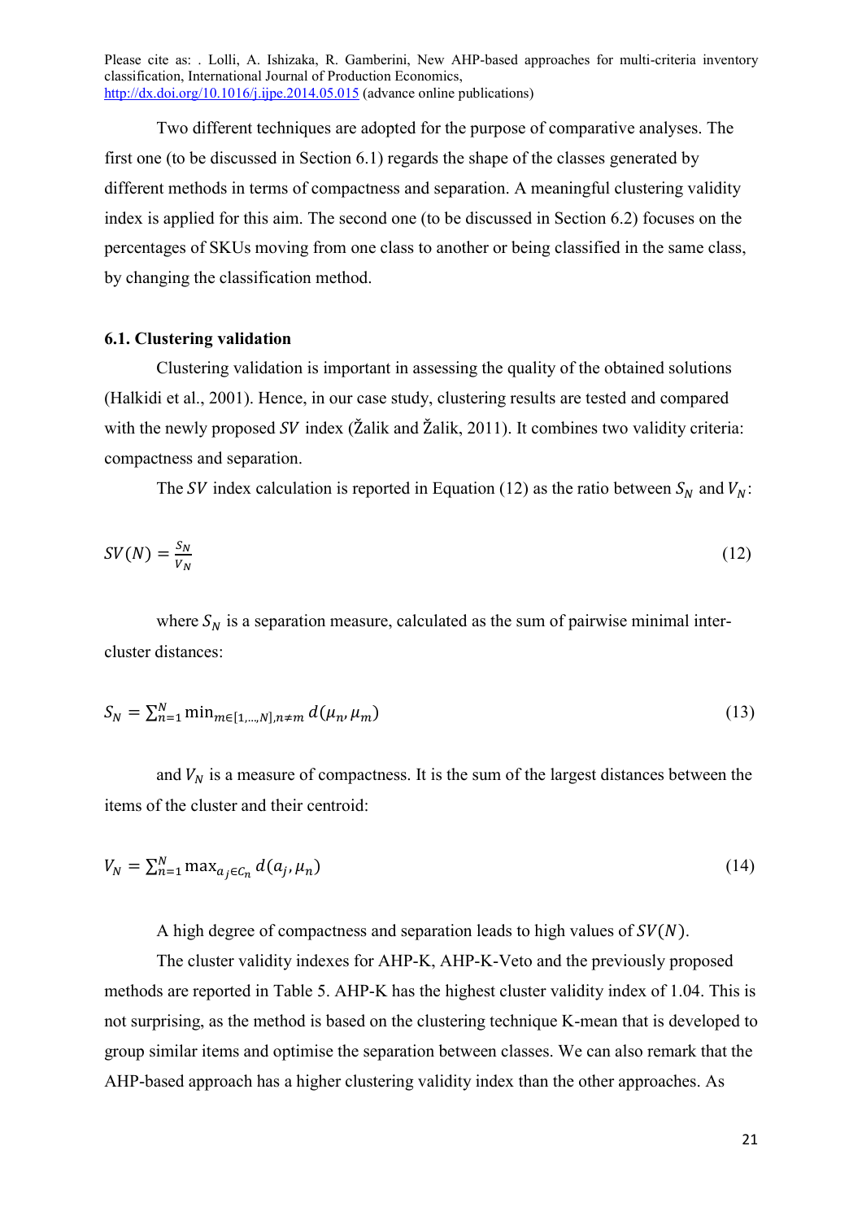Two different techniques are adopted for the purpose of comparative analyses. The first one (to be discussed in Section 6.1) regards the shape of the classes generated by different methods in terms of compactness and separation. A meaningful clustering validity index is applied for this aim. The second one (to be discussed in Section 6.2) focuses on the percentages of SKUs moving from one class to another or being classified in the same class, by changing the classification method.

### 6.1. Clustering validation

Clustering validation is important in assessing the quality of the obtained solutions (Halkidi et al., 2001). Hence, in our case study, clustering results are tested and compared with the newly proposed $SV$ index (Žalik and Žalik, 2011). It combines two validity criteria: compactness and separation.

The $SV$ index calculation is reported in Equation (12) as the ratio between $S_N$ and $V_N$:

$$SV(N) = \frac{S_N}{V_N} \tag{12}$$

where $S_N$ is a separation measure, calculated as the sum of pairwise minimal inter-cluster distances:

$$S_N = \sum_{n=1}^{N} \min_{m \in [1,\dots,N], n \neq m} d(\mu_n, \mu_m) \tag{13}$$

and $V_N$ is a measure of compactness. It is the sum of the largest distances between the items of the cluster and their centroid:

$$V_N = \sum_{n=1}^{N} \max_{a_j \in C_n} d(a_j, \mu_n) \tag{14}$$

A high degree of compactness and separation leads to high values of $SV(N)$.

The cluster validity indexes for AHP-K, AHP-K-Veto and the previously proposed methods are reported in Table 5. AHP-K has the highest cluster validity index of 1.04. This is not surprising, as the method is based on the clustering technique K-mean that is developed to group similar items and optimise the separation between classes. We can also remark that the AHP-based approach has a higher clustering validity index than the other approaches. As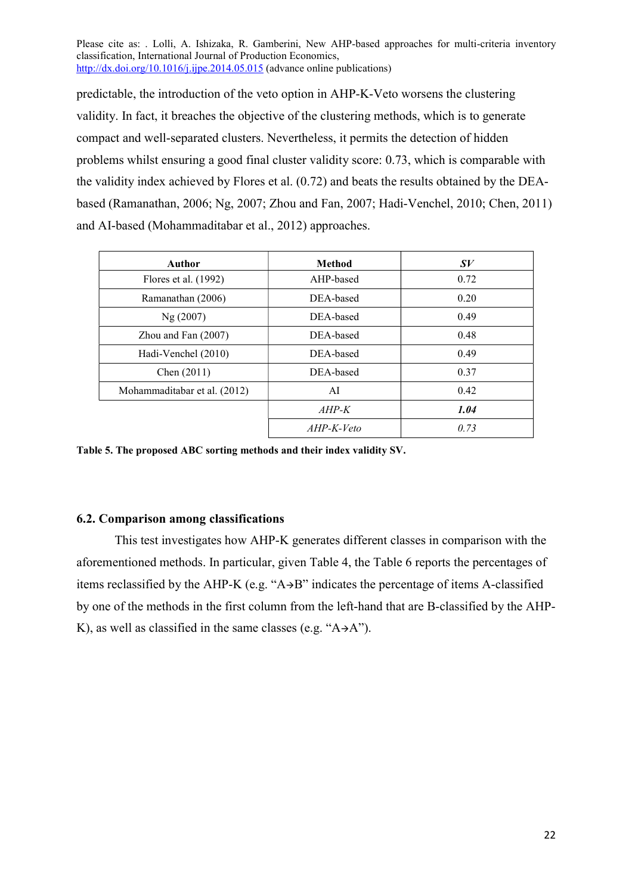predictable, the introduction of the veto option in AHP-K-Veto worsens the clustering validity. In fact, it breaches the objective of the clustering methods, which is to generate compact and well-separated clusters. Nevertheless, it permits the detection of hidden problems whilst ensuring a good final cluster validity score: 0.73, which is comparable with the validity index achieved by Flores et al. (0.72) and beats the results obtained by the DEA-based (Ramanathan, 2006; Ng, 2007; Zhou and Fan, 2007; Hadi-Venchel, 2010; Chen, 2011) and AI-based (Mohammaditabar et al., 2012) approaches.

| Author | Method | *SV* |
|---|---|---|
| Flores et al. (1992) | AHP-based | 0.72 |
| Ramanathan (2006) | DEA-based | 0.20 |
| Ng (2007) | DEA-based | 0.49 |
| Zhou and Fan (2007) | DEA-based | 0.48 |
| Hadi-Venchel (2010) | DEA-based | 0.49 |
| Chen (2011) | DEA-based | 0.37 |
| Mohammaditabar et al. (2012) | AI | 0.42 |
| | *AHP-K* | ***1.04*** |
| | *AHP-K-Veto* | *0.73* |

**Table 5. The proposed ABC sorting methods and their index validity SV.**

### 6.2. Comparison among classifications

This test investigates how AHP-K generates different classes in comparison with the aforementioned methods. In particular, given Table 4, the Table 6 reports the percentages of items reclassified by the AHP-K (e.g. "A→B" indicates the percentage of items A-classified by one of the methods in the first column from the left-hand that are B-classified by the AHP-K), as well as classified in the same classes (e.g. "A→A").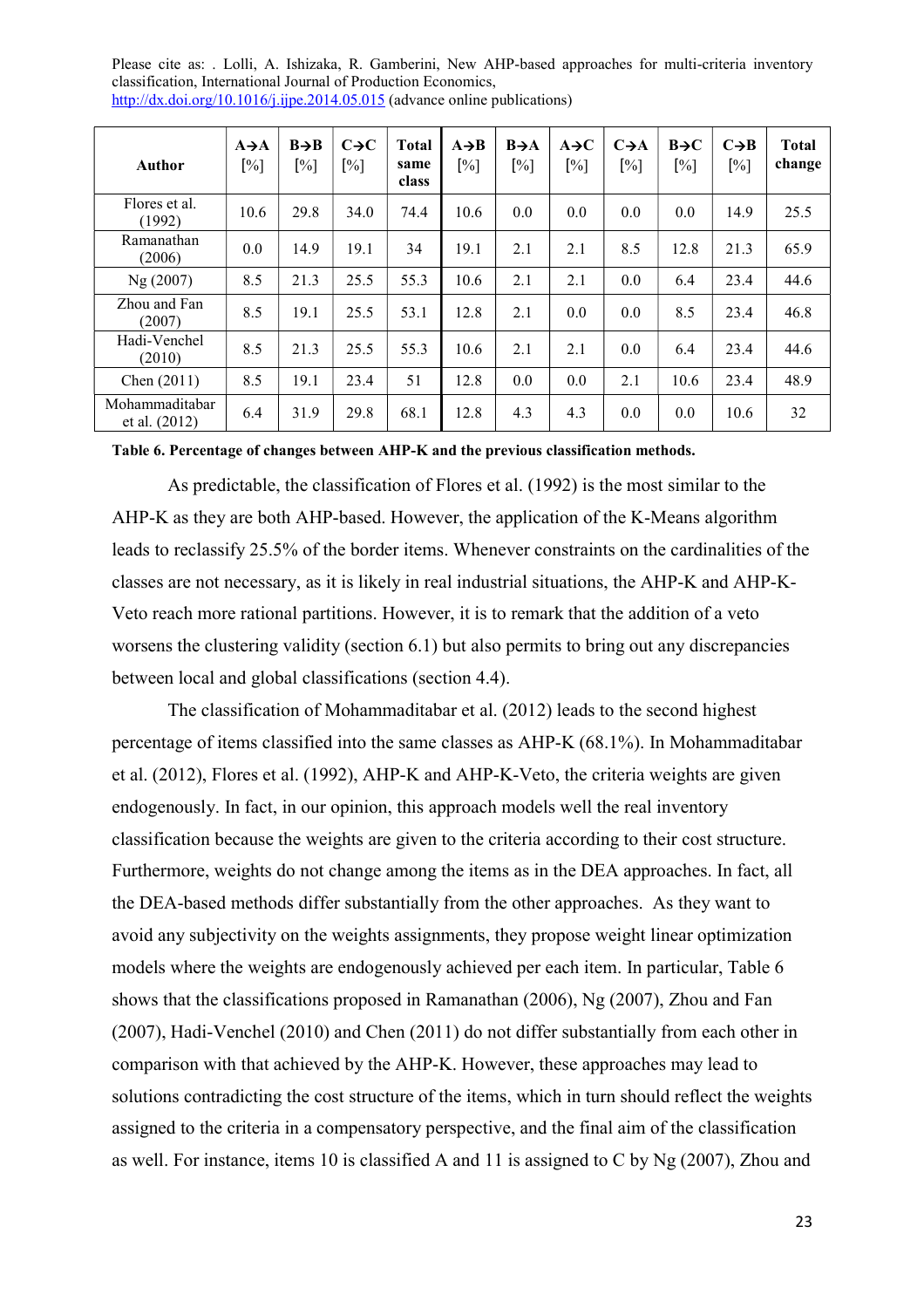| Author | A→A [%] | B→B [%] | C→C [%] | Total same class | A→B [%] | B→A [%] | A→C [%] | C→A [%] | B→C [%] | C→B [%] | Total change |
|---|---|---|---|---|---|---|---|---|---|---|---|
| Flores et al. (1992) | 10.6 | 29.8 | 34.0 | 74.4 | 10.6 | 0.0 | 0.0 | 0.0 | 0.0 | 14.9 | 25.5 |
| Ramanathan (2006) | 0.0 | 14.9 | 19.1 | 34 | 19.1 | 2.1 | 2.1 | 8.5 | 12.8 | 21.3 | 65.9 |
| Ng (2007) | 8.5 | 21.3 | 25.5 | 55.3 | 10.6 | 2.1 | 2.1 | 0.0 | 6.4 | 23.4 | 44.6 |
| Zhou and Fan (2007) | 8.5 | 19.1 | 25.5 | 53.1 | 12.8 | 2.1 | 0.0 | 0.0 | 8.5 | 23.4 | 46.8 |
| Hadi-Venchel (2010) | 8.5 | 21.3 | 25.5 | 55.3 | 10.6 | 2.1 | 2.1 | 0.0 | 6.4 | 23.4 | 44.6 |
| Chen (2011) | 8.5 | 19.1 | 23.4 | 51 | 12.8 | 0.0 | 0.0 | 2.1 | 10.6 | 23.4 | 48.9 |
| Mohammaditabar et al. (2012) | 6.4 | 31.9 | 29.8 | 68.1 | 12.8 | 4.3 | 4.3 | 0.0 | 0.0 | 10.6 | 32 |

**Table 6. Percentage of changes between AHP-K and the previous classification methods.**

As predictable, the classification of Flores et al. (1992) is the most similar to the AHP-K as they are both AHP-based. However, the application of the K-Means algorithm leads to reclassify 25.5% of the border items. Whenever constraints on the cardinalities of the classes are not necessary, as it is likely in real industrial situations, the AHP-K and AHP-K-Veto reach more rational partitions. However, it is to remark that the addition of a veto worsens the clustering validity (section 6.1) but also permits to bring out any discrepancies between local and global classifications (section 4.4).

The classification of Mohammaditabar et al. (2012) leads to the second highest percentage of items classified into the same classes as AHP-K (68.1%). In Mohammaditabar et al. (2012), Flores et al. (1992), AHP-K and AHP-K-Veto, the criteria weights are given endogenously. In fact, in our opinion, this approach models well the real inventory classification because the weights are given to the criteria according to their cost structure. Furthermore, weights do not change among the items as in the DEA approaches. In fact, all the DEA-based methods differ substantially from the other approaches. As they want to avoid any subjectivity on the weights assignments, they propose weight linear optimization models where the weights are endogenously achieved per each item. In particular, Table 6 shows that the classifications proposed in Ramanathan (2006), Ng (2007), Zhou and Fan (2007), Hadi-Venchel (2010) and Chen (2011) do not differ substantially from each other in comparison with that achieved by the AHP-K. However, these approaches may lead to solutions contradicting the cost structure of the items, which in turn should reflect the weights assigned to the criteria in a compensatory perspective, and the final aim of the classification as well. For instance, items 10 is classified A and 11 is assigned to C by Ng (2007), Zhou and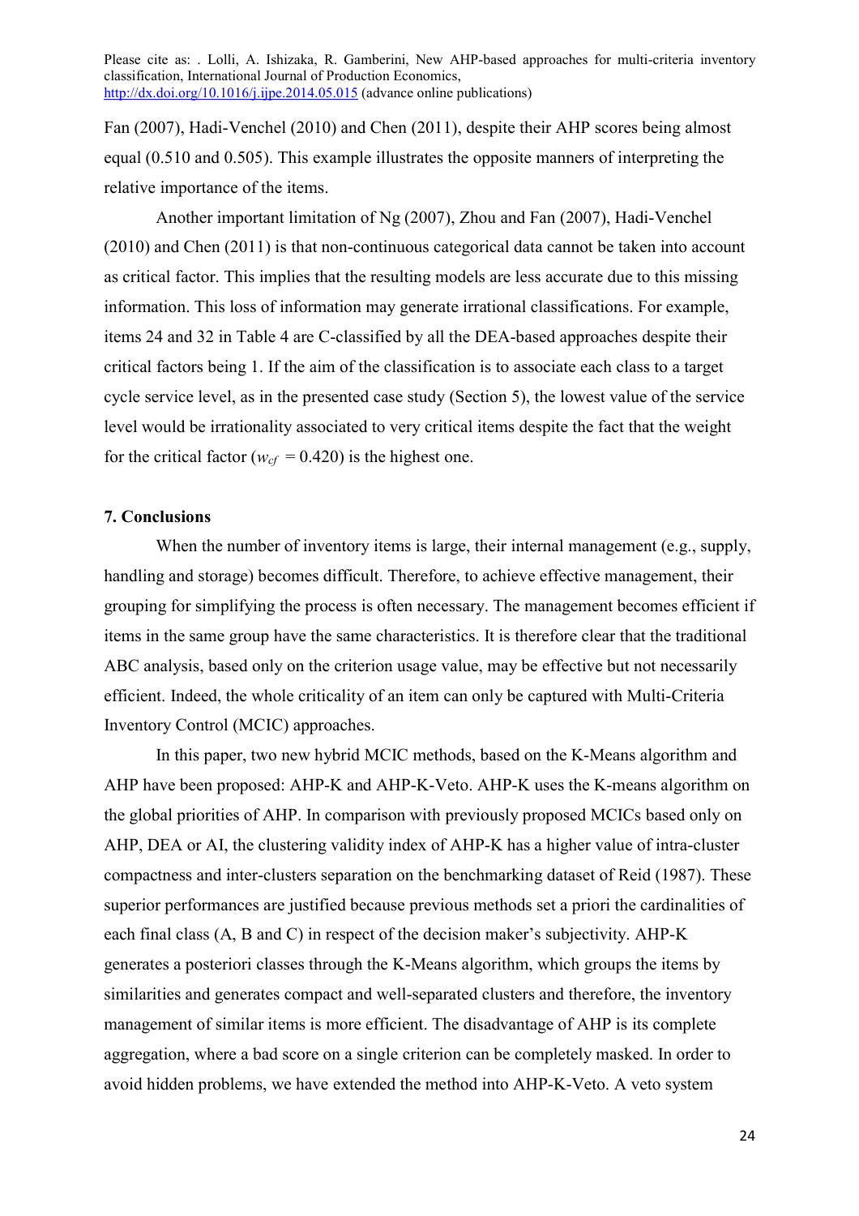Fan (2007), Hadi-Venchel (2010) and Chen (2011), despite their AHP scores being almost equal (0.510 and 0.505). This example illustrates the opposite manners of interpreting the relative importance of the items.

Another important limitation of Ng (2007), Zhou and Fan (2007), Hadi-Venchel (2010) and Chen (2011) is that non-continuous categorical data cannot be taken into account as critical factor. This implies that the resulting models are less accurate due to this missing information. This loss of information may generate irrational classifications. For example, items 24 and 32 in Table 4 are C-classified by all the DEA-based approaches despite their critical factors being 1. If the aim of the classification is to associate each class to a target cycle service level, as in the presented case study (Section 5), the lowest value of the service level would be irrationality associated to very critical items despite the fact that the weight for the critical factor ($w_{cf}$ = 0.420) is the highest one.

## 7. Conclusions

When the number of inventory items is large, their internal management (e.g., supply, handling and storage) becomes difficult. Therefore, to achieve effective management, their grouping for simplifying the process is often necessary. The management becomes efficient if items in the same group have the same characteristics. It is therefore clear that the traditional ABC analysis, based only on the criterion usage value, may be effective but not necessarily efficient. Indeed, the whole criticality of an item can only be captured with Multi-Criteria Inventory Control (MCIC) approaches.

In this paper, two new hybrid MCIC methods, based on the K-Means algorithm and AHP have been proposed: AHP-K and AHP-K-Veto. AHP-K uses the K-means algorithm on the global priorities of AHP. In comparison with previously proposed MCICs based only on AHP, DEA or AI, the clustering validity index of AHP-K has a higher value of intra-cluster compactness and inter-clusters separation on the benchmarking dataset of Reid (1987). These superior performances are justified because previous methods set a priori the cardinalities of each final class (A, B and C) in respect of the decision maker's subjectivity. AHP-K generates a posteriori classes through the K-Means algorithm, which groups the items by similarities and generates compact and well-separated clusters and therefore, the inventory management of similar items is more efficient. The disadvantage of AHP is its complete aggregation, where a bad score on a single criterion can be completely masked. In order to avoid hidden problems, we have extended the method into AHP-K-Veto. A veto system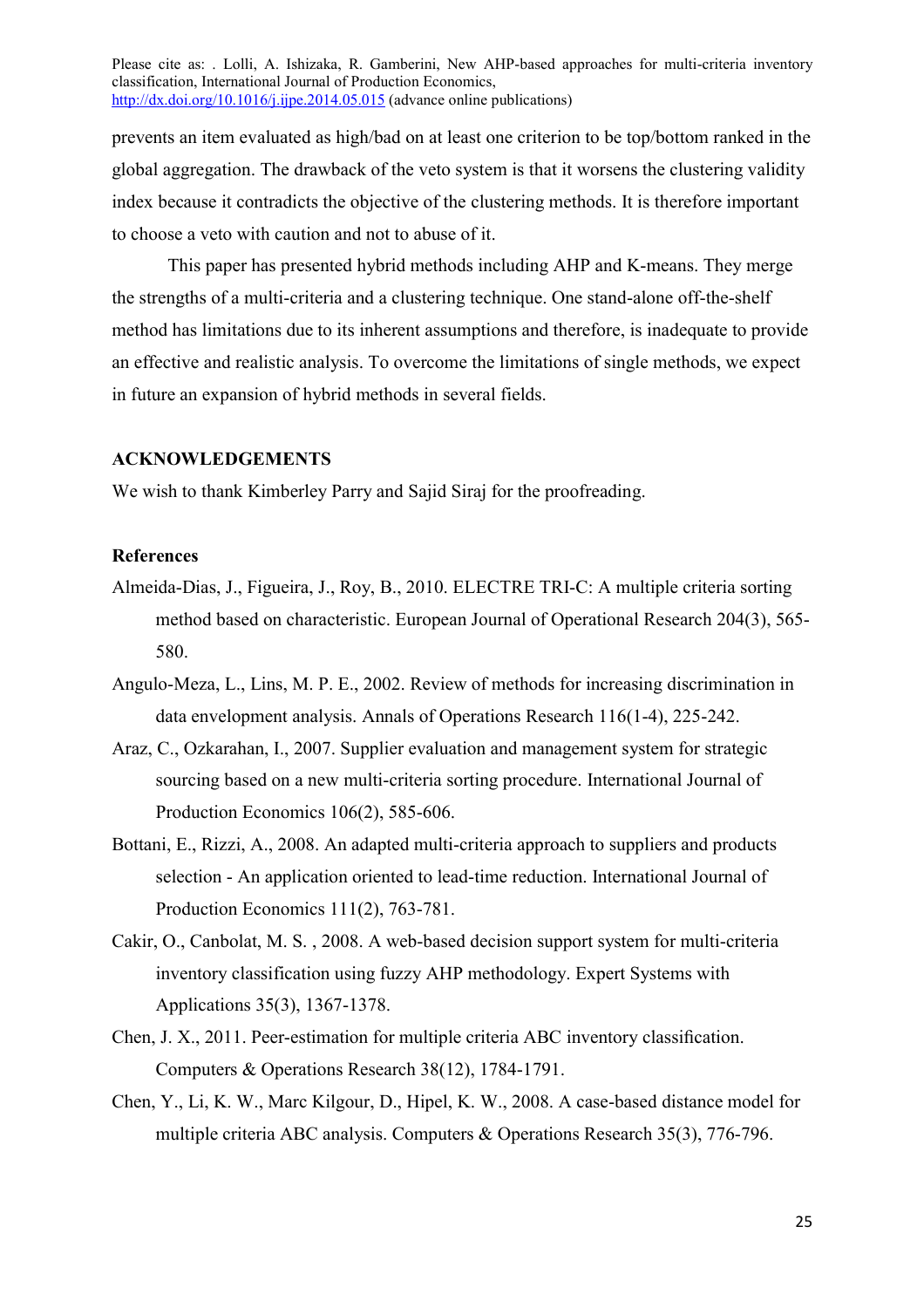prevents an item evaluated as high/bad on at least one criterion to be top/bottom ranked in the global aggregation. The drawback of the veto system is that it worsens the clustering validity index because it contradicts the objective of the clustering methods. It is therefore important to choose a veto with caution and not to abuse of it.

This paper has presented hybrid methods including AHP and K-means. They merge the strengths of a multi-criteria and a clustering technique. One stand-alone off-the-shelf method has limitations due to its inherent assumptions and therefore, is inadequate to provide an effective and realistic analysis. To overcome the limitations of single methods, we expect in future an expansion of hybrid methods in several fields.

## ACKNOWLEDGEMENTS

We wish to thank Kimberley Parry and Sajid Siraj for the proofreading.

## References

Almeida-Dias, J., Figueira, J., Roy, B., 2010. ELECTRE TRI-C: A multiple criteria sorting method based on characteristic. European Journal of Operational Research 204(3), 565-580.

Angulo-Meza, L., Lins, M. P. E., 2002. Review of methods for increasing discrimination in data envelopment analysis. Annals of Operations Research 116(1-4), 225-242.

Araz, C., Ozkarahan, I., 2007. Supplier evaluation and management system for strategic sourcing based on a new multi-criteria sorting procedure. International Journal of Production Economics 106(2), 585-606.

Bottani, E., Rizzi, A., 2008. An adapted multi-criteria approach to suppliers and products selection - An application oriented to lead-time reduction. International Journal of Production Economics 111(2), 763-781.

Cakir, O., Canbolat, M. S. , 2008. A web-based decision support system for multi-criteria inventory classification using fuzzy AHP methodology. Expert Systems with Applications 35(3), 1367-1378.

Chen, J. X., 2011. Peer-estimation for multiple criteria ABC inventory classification. Computers & Operations Research 38(12), 1784-1791.

Chen, Y., Li, K. W., Marc Kilgour, D., Hipel, K. W., 2008. A case-based distance model for multiple criteria ABC analysis. Computers & Operations Research 35(3), 776-796.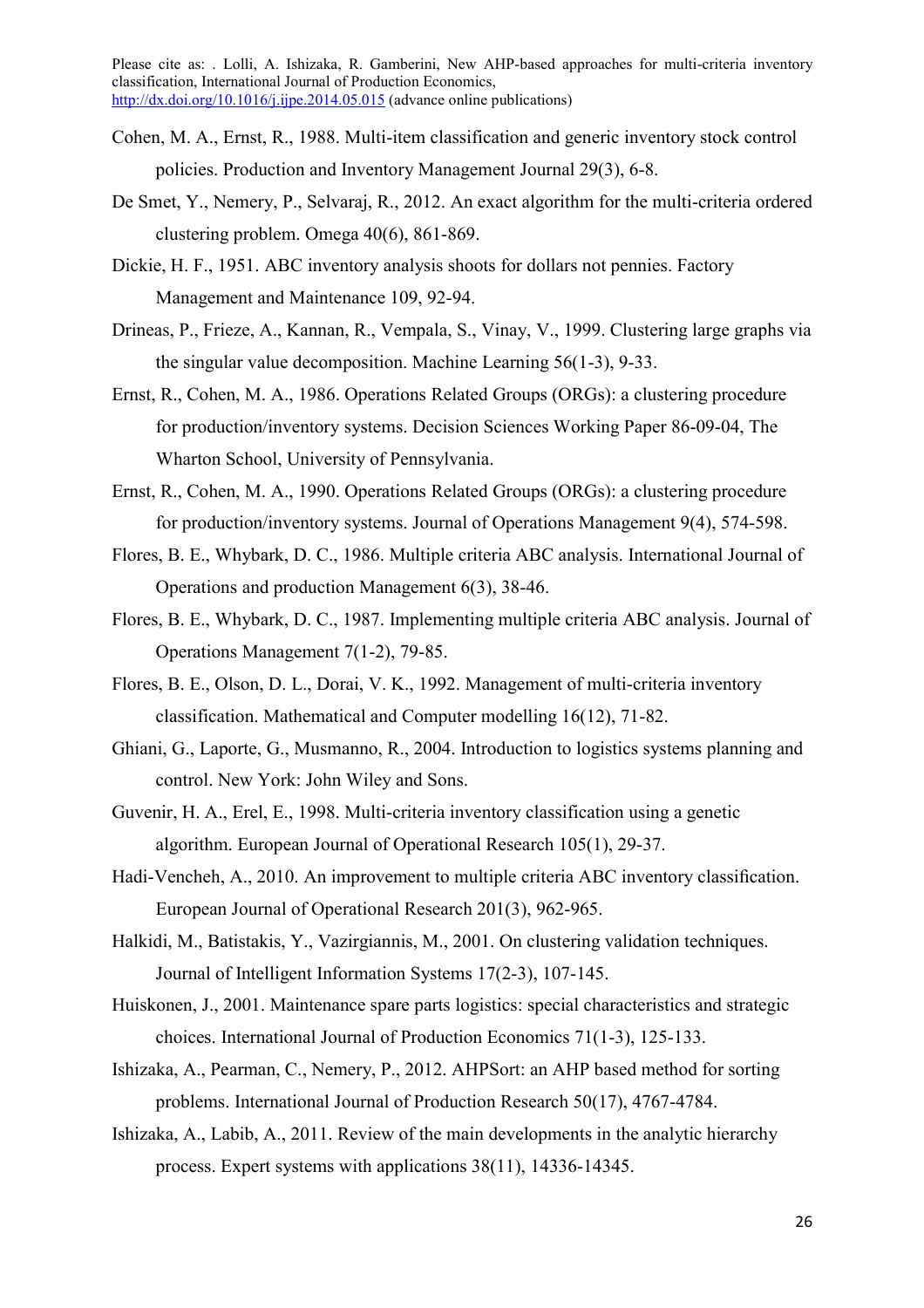Cohen, M. A., Ernst, R., 1988. Multi-item classification and generic inventory stock control policies. Production and Inventory Management Journal 29(3), 6-8.

De Smet, Y., Nemery, P., Selvaraj, R., 2012. An exact algorithm for the multi-criteria ordered clustering problem. Omega 40(6), 861-869.

Dickie, H. F., 1951. ABC inventory analysis shoots for dollars not pennies. Factory Management and Maintenance 109, 92-94.

Drineas, P., Frieze, A., Kannan, R., Vempala, S., Vinay, V., 1999. Clustering large graphs via the singular value decomposition. Machine Learning 56(1-3), 9-33.

Ernst, R., Cohen, M. A., 1986. Operations Related Groups (ORGs): a clustering procedure for production/inventory systems. Decision Sciences Working Paper 86-09-04, The Wharton School, University of Pennsylvania.

Ernst, R., Cohen, M. A., 1990. Operations Related Groups (ORGs): a clustering procedure for production/inventory systems. Journal of Operations Management 9(4), 574-598.

Flores, B. E., Whybark, D. C., 1986. Multiple criteria ABC analysis. International Journal of Operations and production Management 6(3), 38-46.

Flores, B. E., Whybark, D. C., 1987. Implementing multiple criteria ABC analysis. Journal of Operations Management 7(1-2), 79-85.

Flores, B. E., Olson, D. L., Dorai, V. K., 1992. Management of multi-criteria inventory classification. Mathematical and Computer modelling 16(12), 71-82.

Ghiani, G., Laporte, G., Musmanno, R., 2004. Introduction to logistics systems planning and control. New York: John Wiley and Sons.

Guvenir, H. A., Erel, E., 1998. Multi-criteria inventory classification using a genetic algorithm. European Journal of Operational Research 105(1), 29-37.

Hadi-Vencheh, A., 2010. An improvement to multiple criteria ABC inventory classification. European Journal of Operational Research 201(3), 962-965.

Halkidi, M., Batistakis, Y., Vazirgiannis, M., 2001. On clustering validation techniques. Journal of Intelligent Information Systems 17(2-3), 107-145.

Huiskonen, J., 2001. Maintenance spare parts logistics: special characteristics and strategic choices. International Journal of Production Economics 71(1-3), 125-133.

Ishizaka, A., Pearman, C., Nemery, P., 2012. AHPSort: an AHP based method for sorting problems. International Journal of Production Research 50(17), 4767-4784.

Ishizaka, A., Labib, A., 2011. Review of the main developments in the analytic hierarchy process. Expert systems with applications 38(11), 14336-14345.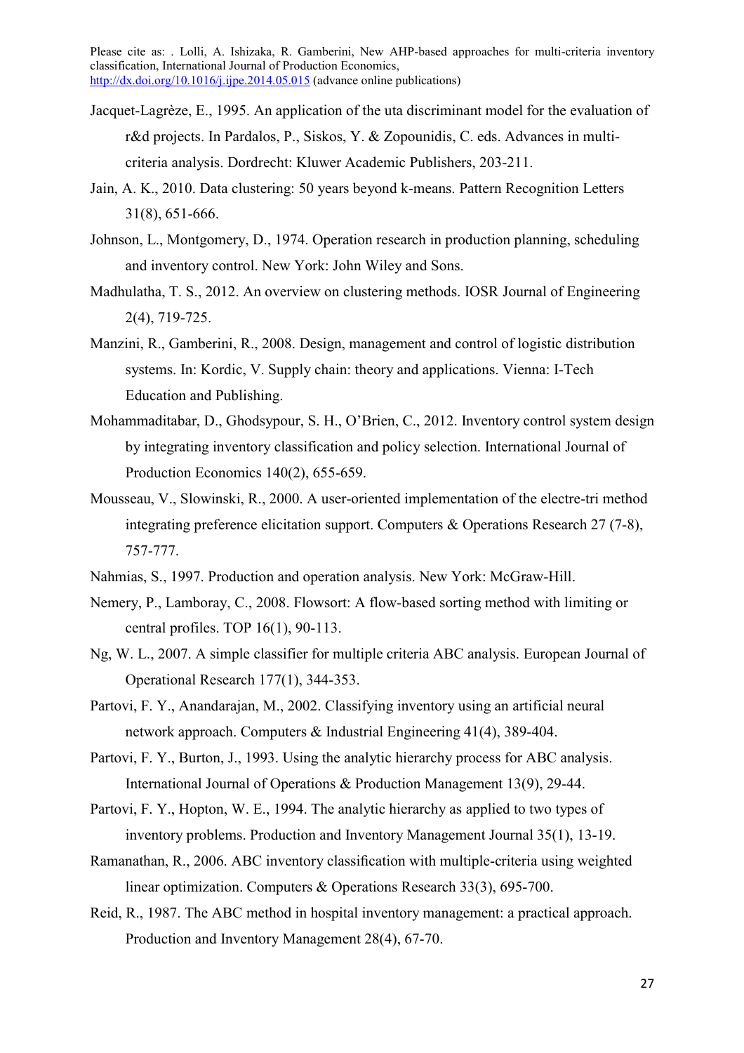Jacquet-Lagrèze, E., 1995. An application of the uta discriminant model for the evaluation of r&d projects. In Pardalos, P., Siskos, Y. & Zopounidis, C. eds. Advances in multi-criteria analysis. Dordrecht: Kluwer Academic Publishers, 203-211.

Jain, A. K., 2010. Data clustering: 50 years beyond k-means. Pattern Recognition Letters 31(8), 651-666.

Johnson, L., Montgomery, D., 1974. Operation research in production planning, scheduling and inventory control. New York: John Wiley and Sons.

Madhulatha, T. S., 2012. An overview on clustering methods. IOSR Journal of Engineering 2(4), 719-725.

Manzini, R., Gamberini, R., 2008. Design, management and control of logistic distribution systems. In: Kordic, V. Supply chain: theory and applications. Vienna: I-Tech Education and Publishing.

Mohammaditabar, D., Ghodsypour, S. H., O'Brien, C., 2012. Inventory control system design by integrating inventory classification and policy selection. International Journal of Production Economics 140(2), 655-659.

Mousseau, V., Slowinski, R., 2000. A user-oriented implementation of the electre-tri method integrating preference elicitation support. Computers & Operations Research 27 (7-8), 757-777.

Nahmias, S., 1997. Production and operation analysis. New York: McGraw-Hill.

Nemery, P., Lamboray, C., 2008. Flowsort: A flow-based sorting method with limiting or central profiles. TOP 16(1), 90-113.

Ng, W. L., 2007. A simple classifier for multiple criteria ABC analysis. European Journal of Operational Research 177(1), 344-353.

Partovi, F. Y., Anandarajan, M., 2002. Classifying inventory using an artificial neural network approach. Computers & Industrial Engineering 41(4), 389-404.

Partovi, F. Y., Burton, J., 1993. Using the analytic hierarchy process for ABC analysis. International Journal of Operations & Production Management 13(9), 29-44.

Partovi, F. Y., Hopton, W. E., 1994. The analytic hierarchy as applied to two types of inventory problems. Production and Inventory Management Journal 35(1), 13-19.

Ramanathan, R., 2006. ABC inventory classification with multiple-criteria using weighted linear optimization. Computers & Operations Research 33(3), 695-700.

Reid, R., 1987. The ABC method in hospital inventory management: a practical approach. Production and Inventory Management 28(4), 67-70.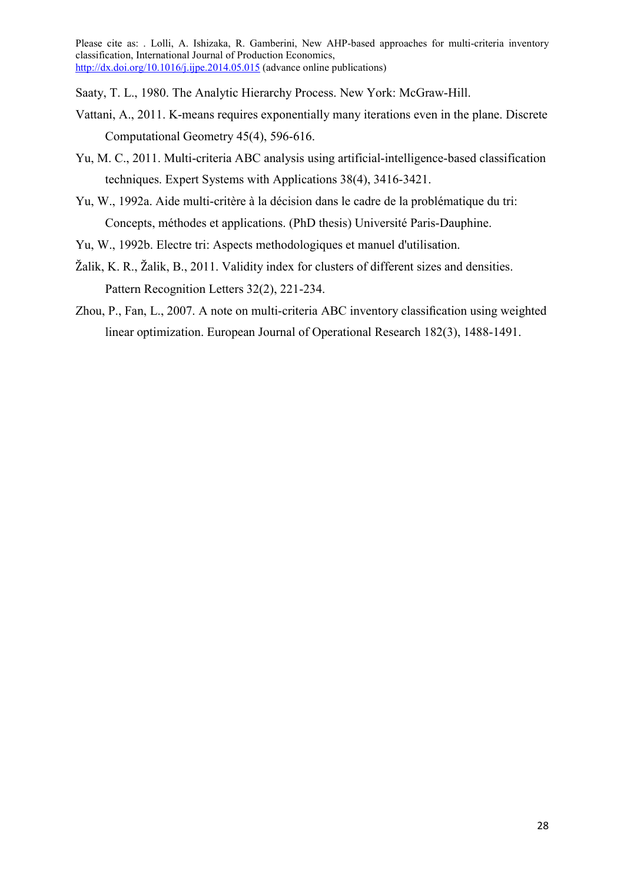Saaty, T. L., 1980. The Analytic Hierarchy Process. New York: McGraw-Hill.

Vattani, A., 2011. K-means requires exponentially many iterations even in the plane. Discrete Computational Geometry 45(4), 596-616.

Yu, M. C., 2011. Multi-criteria ABC analysis using artificial-intelligence-based classification techniques. Expert Systems with Applications 38(4), 3416-3421.

Yu, W., 1992a. Aide multi-critère à la décision dans le cadre de la problématique du tri: Concepts, méthodes et applications. (PhD thesis) Université Paris-Dauphine.

Yu, W., 1992b. Electre tri: Aspects methodologiques et manuel d'utilisation.

Žalik, K. R., Žalik, B., 2011. Validity index for clusters of different sizes and densities. Pattern Recognition Letters 32(2), 221-234.

Zhou, P., Fan, L., 2007. A note on multi-criteria ABC inventory classification using weighted linear optimization. European Journal of Operational Research 182(3), 1488-1491.